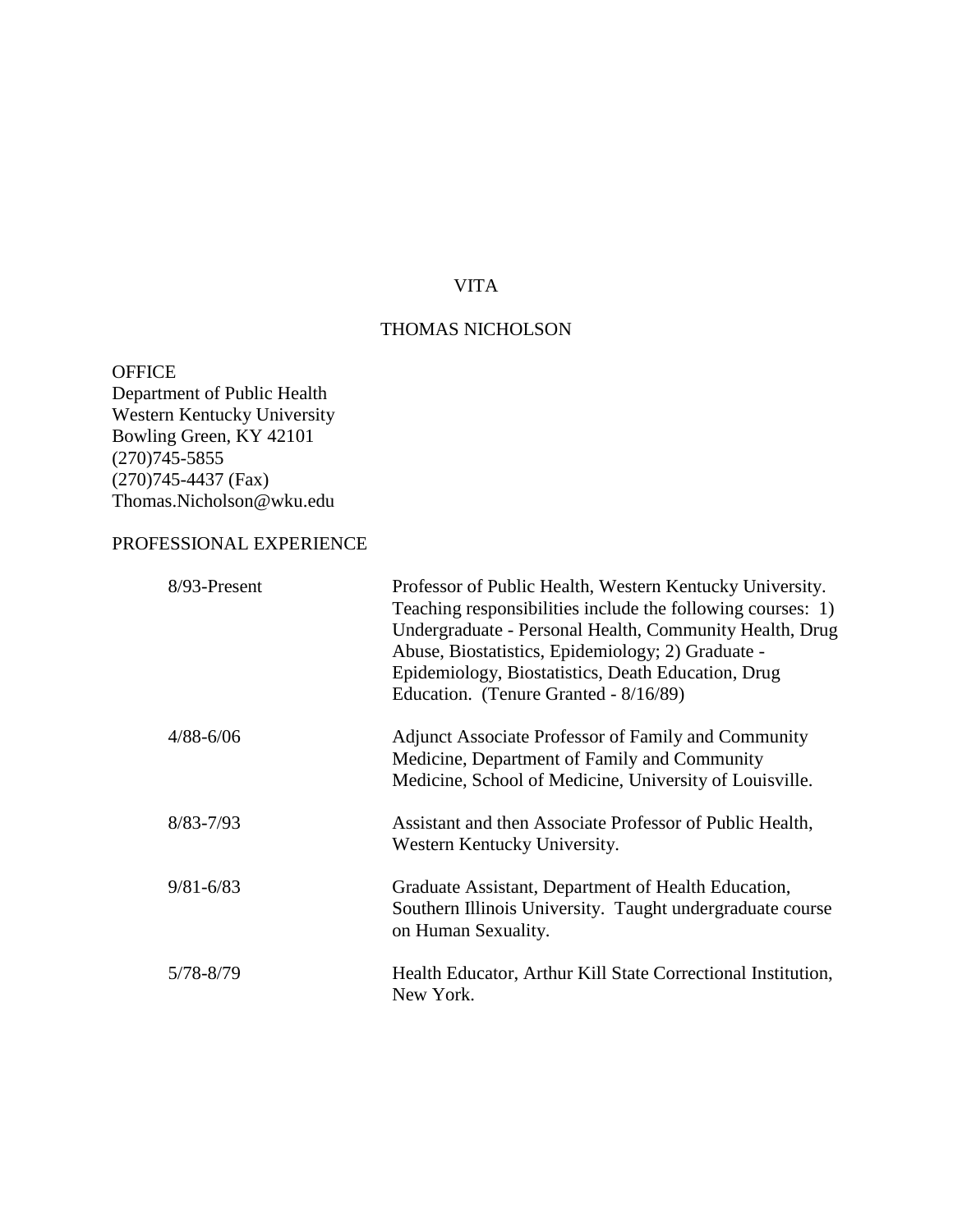# VITA

## THOMAS NICHOLSON

**OFFICE**
Department of Public Health
Western Kentucky University
Bowling Green, KY 42101
(270)745-5855
(270)745-4437 (Fax)
Thomas.Nicholson@wku.edu

## PROFESSIONAL EXPERIENCE

| | |
|---|---|
| 8/93-Present | Professor of Public Health, Western Kentucky University. Teaching responsibilities include the following courses: 1) Undergraduate - Personal Health, Community Health, Drug Abuse, Biostatistics, Epidemiology; 2) Graduate - Epidemiology, Biostatistics, Death Education, Drug Education. (Tenure Granted - 8/16/89) |
| 4/88-6/06 | Adjunct Associate Professor of Family and Community Medicine, Department of Family and Community Medicine, School of Medicine, University of Louisville. |
| 8/83-7/93 | Assistant and then Associate Professor of Public Health, Western Kentucky University. |
| 9/81-6/83 | Graduate Assistant, Department of Health Education, Southern Illinois University. Taught undergraduate course on Human Sexuality. |
| 5/78-8/79 | Health Educator, Arthur Kill State Correctional Institution, New York. |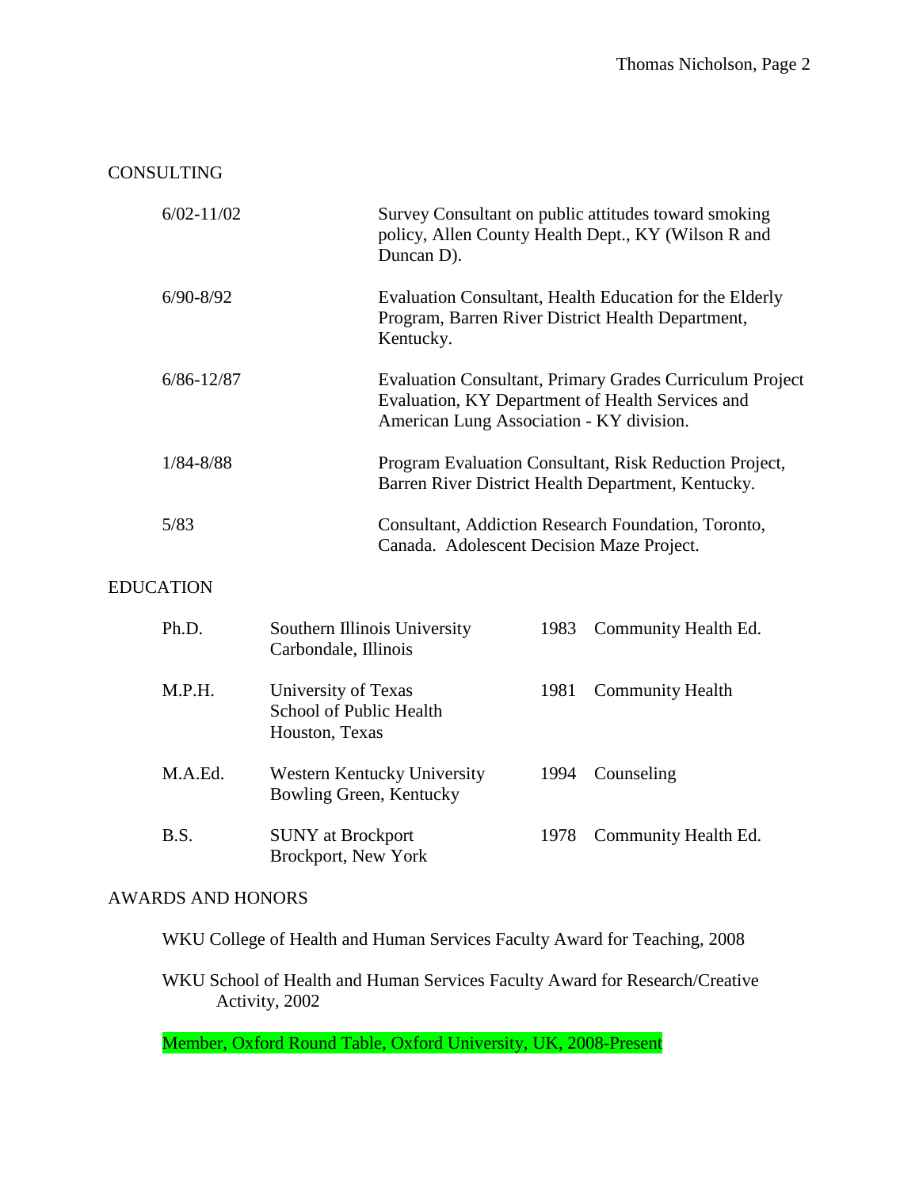## CONSULTING

| | |
|---|---|
| 6/02-11/02 | Survey Consultant on public attitudes toward smoking policy, Allen County Health Dept., KY (Wilson R and Duncan D). |
| 6/90-8/92 | Evaluation Consultant, Health Education for the Elderly Program, Barren River District Health Department, Kentucky. |
| 6/86-12/87 | Evaluation Consultant, Primary Grades Curriculum Project Evaluation, KY Department of Health Services and American Lung Association - KY division. |
| 1/84-8/88 | Program Evaluation Consultant, Risk Reduction Project, Barren River District Health Department, Kentucky. |
| 5/83 | Consultant, Addiction Research Foundation, Toronto, Canada. Adolescent Decision Maze Project. |

## EDUCATION

| | | | |
|---|---|---|---|
| Ph.D. | Southern Illinois University, Carbondale, Illinois | 1983 | Community Health Ed. |
| M.P.H. | University of Texas, School of Public Health, Houston, Texas | 1981 | Community Health |
| M.A.Ed. | Western Kentucky University, Bowling Green, Kentucky | 1994 | Counseling |
| B.S. | SUNY at Brockport, Brockport, New York | 1978 | Community Health Ed. |

## AWARDS AND HONORS

WKU College of Health and Human Services Faculty Award for Teaching, 2008

WKU School of Health and Human Services Faculty Award for Research/Creative Activity, 2002

Member, Oxford Round Table, Oxford University, UK, 2008-Present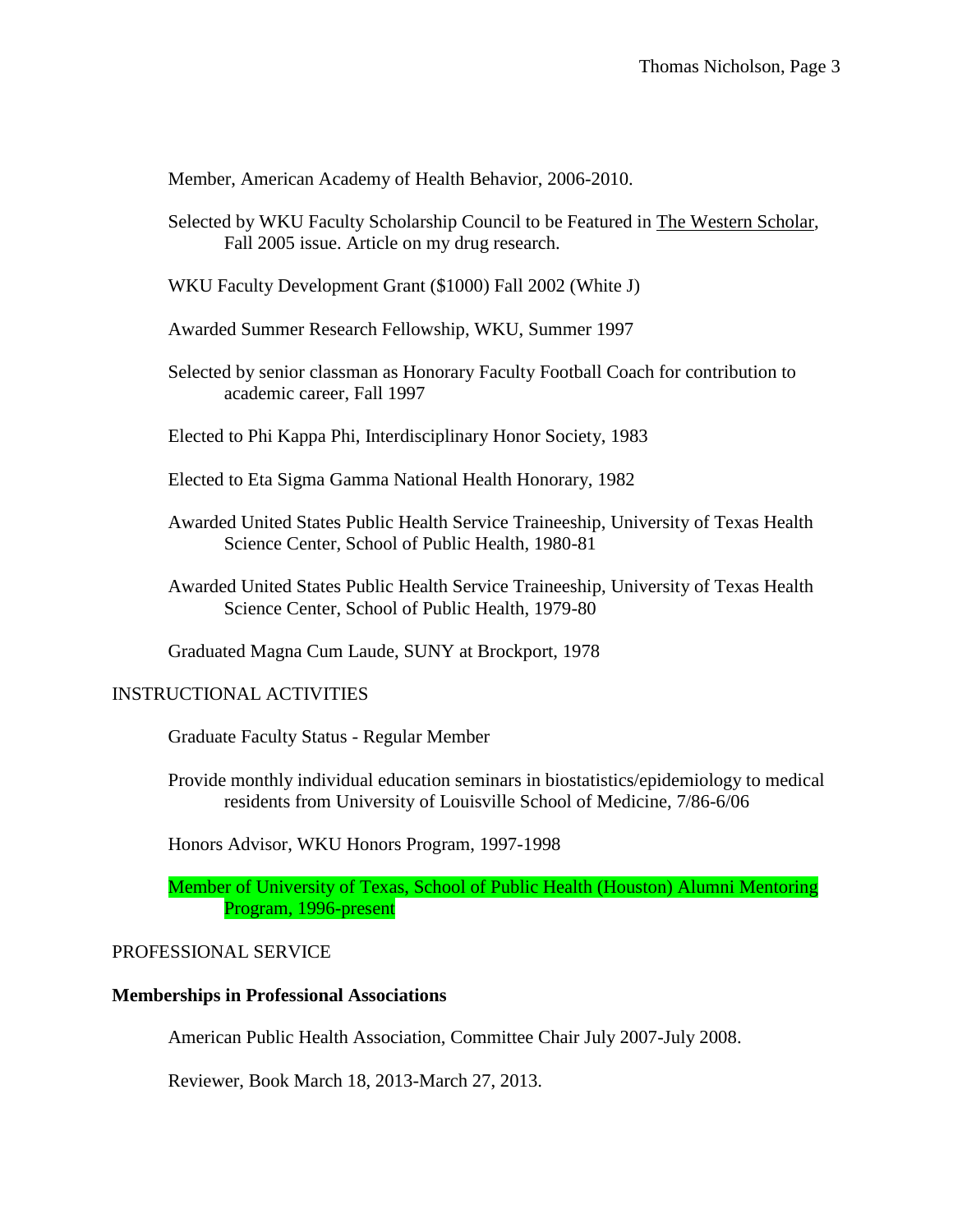Member, American Academy of Health Behavior, 2006-2010.

Selected by WKU Faculty Scholarship Council to be Featured in The Western Scholar, Fall 2005 issue. Article on my drug research.

WKU Faculty Development Grant ($1000) Fall 2002 (White J)

Awarded Summer Research Fellowship, WKU, Summer 1997

Selected by senior classman as Honorary Faculty Football Coach for contribution to academic career, Fall 1997

Elected to Phi Kappa Phi, Interdisciplinary Honor Society, 1983

Elected to Eta Sigma Gamma National Health Honorary, 1982

Awarded United States Public Health Service Traineeship, University of Texas Health Science Center, School of Public Health, 1980-81

Awarded United States Public Health Service Traineeship, University of Texas Health Science Center, School of Public Health, 1979-80

Graduated Magna Cum Laude, SUNY at Brockport, 1978

## INSTRUCTIONAL ACTIVITIES

Graduate Faculty Status - Regular Member

Provide monthly individual education seminars in biostatistics/epidemiology to medical residents from University of Louisville School of Medicine, 7/86-6/06

Honors Advisor, WKU Honors Program, 1997-1998

Member of University of Texas, School of Public Health (Houston) Alumni Mentoring Program, 1996-present

## PROFESSIONAL SERVICE

### Memberships in Professional Associations

American Public Health Association, Committee Chair July 2007-July 2008.

Reviewer, Book March 18, 2013-March 27, 2013.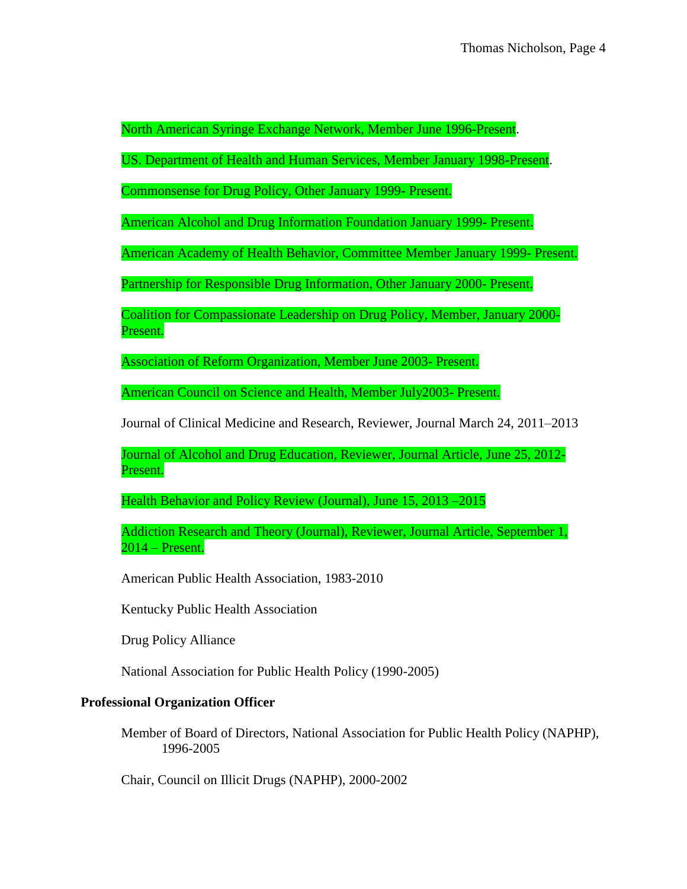North American Syringe Exchange Network, Member June 1996-Present.

US. Department of Health and Human Services, Member January 1998-Present.

Commonsense for Drug Policy, Other January 1999- Present.

American Alcohol and Drug Information Foundation January 1999- Present.

American Academy of Health Behavior, Committee Member January 1999- Present.

Partnership for Responsible Drug Information, Other January 2000- Present.

Coalition for Compassionate Leadership on Drug Policy, Member, January 2000-Present.

Association of Reform Organization, Member June 2003- Present.

American Council on Science and Health, Member July2003- Present.

Journal of Clinical Medicine and Research, Reviewer, Journal March 24, 2011–2013

Journal of Alcohol and Drug Education, Reviewer, Journal Article, June 25, 2012-Present.

Health Behavior and Policy Review (Journal), June 15, 2013 –2015

Addiction Research and Theory (Journal), Reviewer, Journal Article, September 1, 2014 – Present.

American Public Health Association, 1983-2010

Kentucky Public Health Association

Drug Policy Alliance

National Association for Public Health Policy (1990-2005)

## Professional Organization Officer

Member of Board of Directors, National Association for Public Health Policy (NAPHP), 1996-2005

Chair, Council on Illicit Drugs (NAPHP), 2000-2002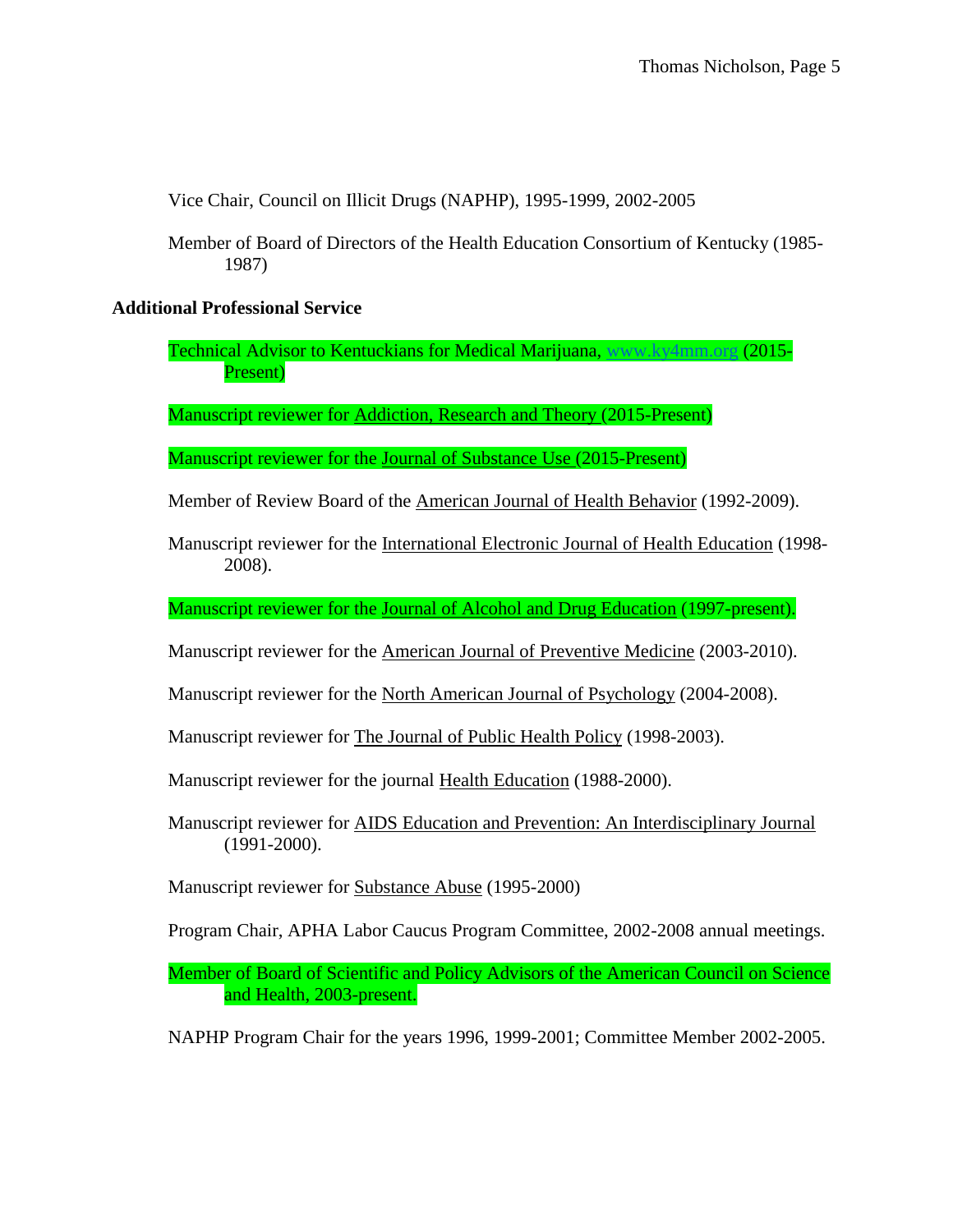Vice Chair, Council on Illicit Drugs (NAPHP), 1995-1999, 2002-2005

Member of Board of Directors of the Health Education Consortium of Kentucky (1985-1987)

**Additional Professional Service**

Technical Advisor to Kentuckians for Medical Marijuana, www.ky4mm.org (2015-Present)

Manuscript reviewer for Addiction, Research and Theory (2015-Present)

Manuscript reviewer for the Journal of Substance Use (2015-Present)

Member of Review Board of the American Journal of Health Behavior (1992-2009).

Manuscript reviewer for the International Electronic Journal of Health Education (1998-2008).

Manuscript reviewer for the Journal of Alcohol and Drug Education (1997-present).

Manuscript reviewer for the American Journal of Preventive Medicine (2003-2010).

Manuscript reviewer for the North American Journal of Psychology (2004-2008).

Manuscript reviewer for The Journal of Public Health Policy (1998-2003).

Manuscript reviewer for the journal Health Education (1988-2000).

Manuscript reviewer for AIDS Education and Prevention: An Interdisciplinary Journal (1991-2000).

Manuscript reviewer for Substance Abuse (1995-2000)

Program Chair, APHA Labor Caucus Program Committee, 2002-2008 annual meetings.

Member of Board of Scientific and Policy Advisors of the American Council on Science and Health, 2003-present.

NAPHP Program Chair for the years 1996, 1999-2001; Committee Member 2002-2005.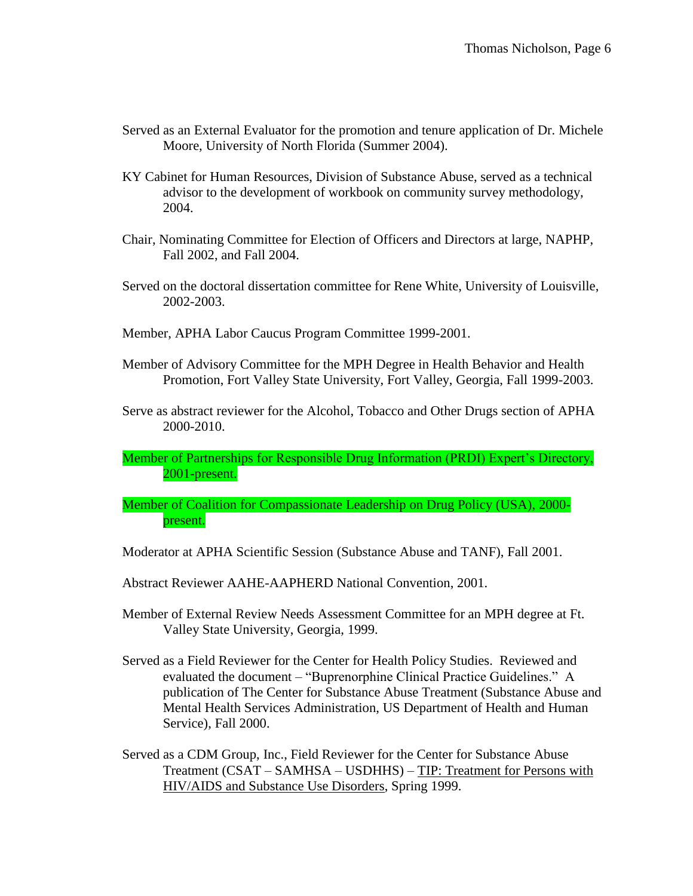Served as an External Evaluator for the promotion and tenure application of Dr. Michele Moore, University of North Florida (Summer 2004).

KY Cabinet for Human Resources, Division of Substance Abuse, served as a technical advisor to the development of workbook on community survey methodology, 2004.

Chair, Nominating Committee for Election of Officers and Directors at large, NAPHP, Fall 2002, and Fall 2004.

Served on the doctoral dissertation committee for Rene White, University of Louisville, 2002-2003.

Member, APHA Labor Caucus Program Committee 1999-2001.

Member of Advisory Committee for the MPH Degree in Health Behavior and Health Promotion, Fort Valley State University, Fort Valley, Georgia, Fall 1999-2003.

Serve as abstract reviewer for the Alcohol, Tobacco and Other Drugs section of APHA 2000-2010.

Member of Partnerships for Responsible Drug Information (PRDI) Expert's Directory, 2001-present.

Member of Coalition for Compassionate Leadership on Drug Policy (USA), 2000-present.

Moderator at APHA Scientific Session (Substance Abuse and TANF), Fall 2001.

Abstract Reviewer AAHE-AAPHERD National Convention, 2001.

Member of External Review Needs Assessment Committee for an MPH degree at Ft. Valley State University, Georgia, 1999.

Served as a Field Reviewer for the Center for Health Policy Studies. Reviewed and evaluated the document – "Buprenorphine Clinical Practice Guidelines." A publication of The Center for Substance Abuse Treatment (Substance Abuse and Mental Health Services Administration, US Department of Health and Human Service), Fall 2000.

Served as a CDM Group, Inc., Field Reviewer for the Center for Substance Abuse Treatment (CSAT – SAMHSA – USDHHS) – TIP: Treatment for Persons with HIV/AIDS and Substance Use Disorders, Spring 1999.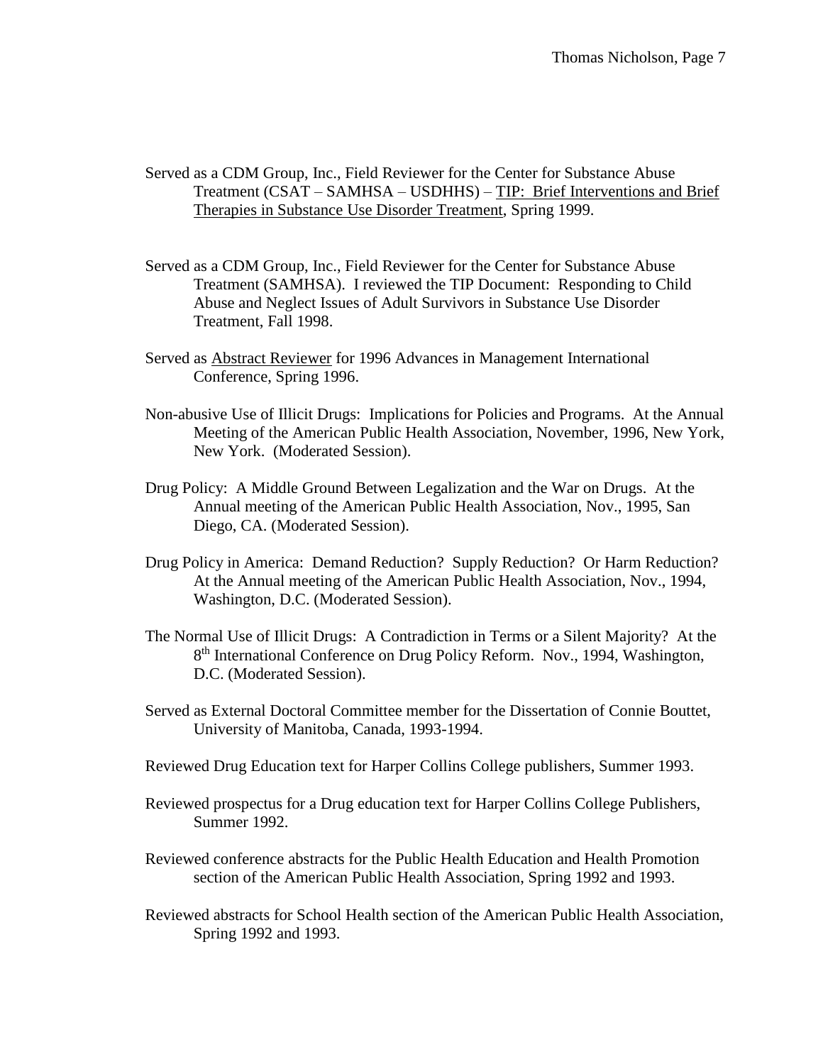Served as a CDM Group, Inc., Field Reviewer for the Center for Substance Abuse Treatment (CSAT – SAMHSA – USDHHS) – TIP: Brief Interventions and Brief Therapies in Substance Use Disorder Treatment, Spring 1999.

Served as a CDM Group, Inc., Field Reviewer for the Center for Substance Abuse Treatment (SAMHSA). I reviewed the TIP Document: Responding to Child Abuse and Neglect Issues of Adult Survivors in Substance Use Disorder Treatment, Fall 1998.

Served as Abstract Reviewer for 1996 Advances in Management International Conference, Spring 1996.

Non-abusive Use of Illicit Drugs: Implications for Policies and Programs. At the Annual Meeting of the American Public Health Association, November, 1996, New York, New York. (Moderated Session).

Drug Policy: A Middle Ground Between Legalization and the War on Drugs. At the Annual meeting of the American Public Health Association, Nov., 1995, San Diego, CA. (Moderated Session).

Drug Policy in America: Demand Reduction? Supply Reduction? Or Harm Reduction? At the Annual meeting of the American Public Health Association, Nov., 1994, Washington, D.C. (Moderated Session).

The Normal Use of Illicit Drugs: A Contradiction in Terms or a Silent Majority? At the 8th International Conference on Drug Policy Reform. Nov., 1994, Washington, D.C. (Moderated Session).

Served as External Doctoral Committee member for the Dissertation of Connie Bouttet, University of Manitoba, Canada, 1993-1994.

Reviewed Drug Education text for Harper Collins College publishers, Summer 1993.

Reviewed prospectus for a Drug education text for Harper Collins College Publishers, Summer 1992.

Reviewed conference abstracts for the Public Health Education and Health Promotion section of the American Public Health Association, Spring 1992 and 1993.

Reviewed abstracts for School Health section of the American Public Health Association, Spring 1992 and 1993.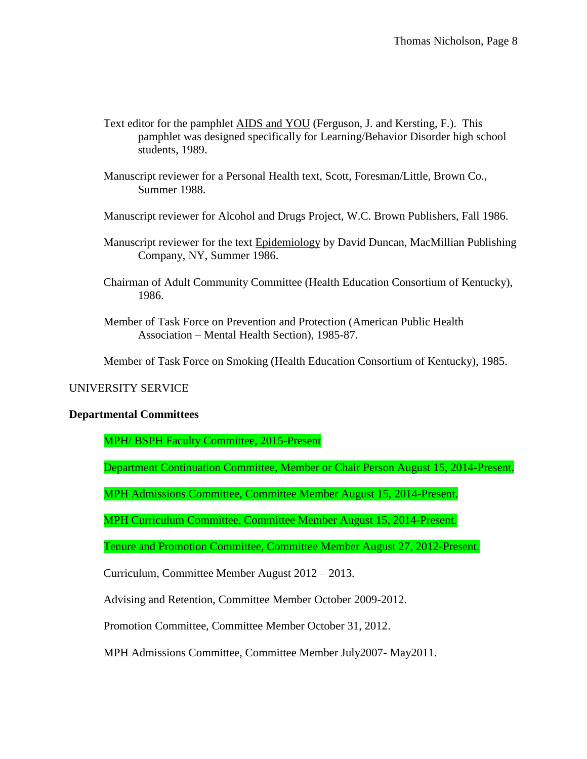Text editor for the pamphlet AIDS and YOU (Ferguson, J. and Kersting, F.). This pamphlet was designed specifically for Learning/Behavior Disorder high school students, 1989.

Manuscript reviewer for a Personal Health text, Scott, Foresman/Little, Brown Co., Summer 1988.

Manuscript reviewer for Alcohol and Drugs Project, W.C. Brown Publishers, Fall 1986.

Manuscript reviewer for the text Epidemiology by David Duncan, MacMillian Publishing Company, NY, Summer 1986.

Chairman of Adult Community Committee (Health Education Consortium of Kentucky), 1986.

Member of Task Force on Prevention and Protection (American Public Health Association – Mental Health Section), 1985-87.

Member of Task Force on Smoking (Health Education Consortium of Kentucky), 1985.

UNIVERSITY SERVICE

**Departmental Committees**

MPH/ BSPH Faculty Committee, 2015-Present

Department Continuation Committee, Member or Chair Person August 15, 2014-Present.

MPH Admissions Committee, Committee Member August 15, 2014-Present.

MPH Curriculum Committee, Committee Member August 15, 2014-Present.

Tenure and Promotion Committee, Committee Member August 27, 2012-Present.

Curriculum, Committee Member August 2012 – 2013.

Advising and Retention, Committee Member October 2009-2012.

Promotion Committee, Committee Member October 31, 2012.

MPH Admissions Committee, Committee Member July2007- May2011.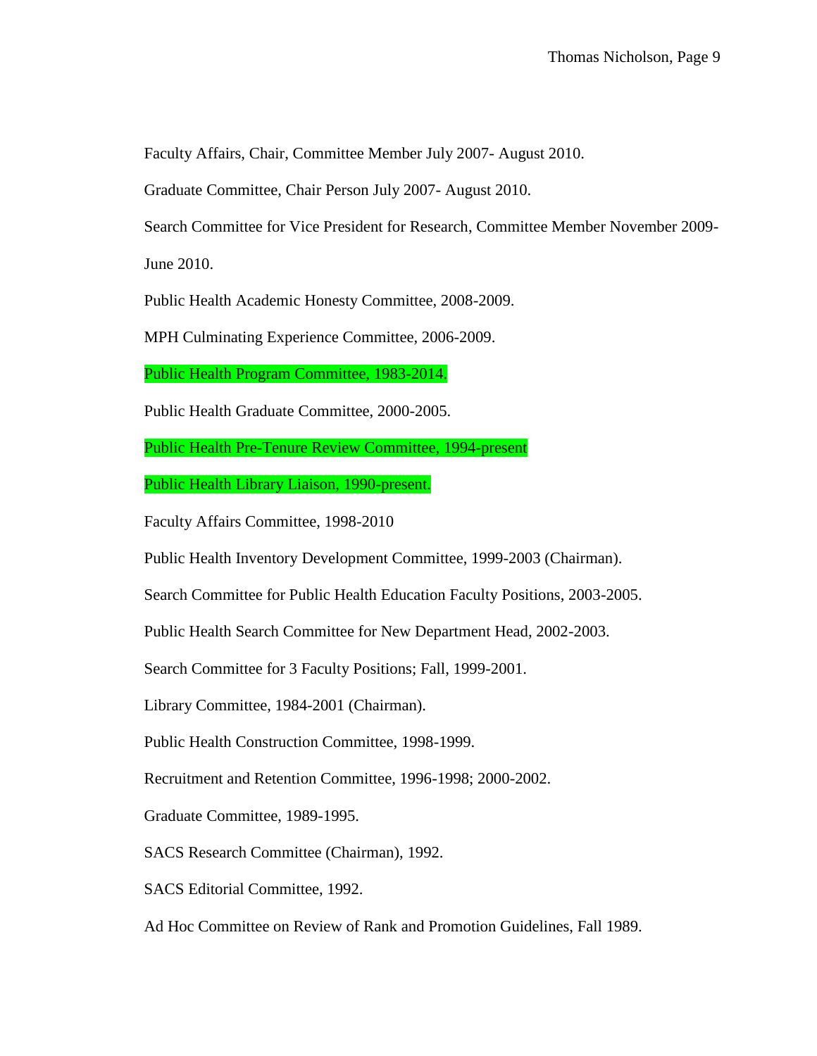Faculty Affairs, Chair, Committee Member July 2007- August 2010.

Graduate Committee, Chair Person July 2007- August 2010.

Search Committee for Vice President for Research, Committee Member November 2009-June 2010.

Public Health Academic Honesty Committee, 2008-2009.

MPH Culminating Experience Committee, 2006-2009.

Public Health Program Committee, 1983-2014.

Public Health Graduate Committee, 2000-2005.

Public Health Pre-Tenure Review Committee, 1994-present

Public Health Library Liaison, 1990-present.

Faculty Affairs Committee, 1998-2010

Public Health Inventory Development Committee, 1999-2003 (Chairman).

Search Committee for Public Health Education Faculty Positions, 2003-2005.

Public Health Search Committee for New Department Head, 2002-2003.

Search Committee for 3 Faculty Positions; Fall, 1999-2001.

Library Committee, 1984-2001 (Chairman).

Public Health Construction Committee, 1998-1999.

Recruitment and Retention Committee, 1996-1998; 2000-2002.

Graduate Committee, 1989-1995.

SACS Research Committee (Chairman), 1992.

SACS Editorial Committee, 1992.

Ad Hoc Committee on Review of Rank and Promotion Guidelines, Fall 1989.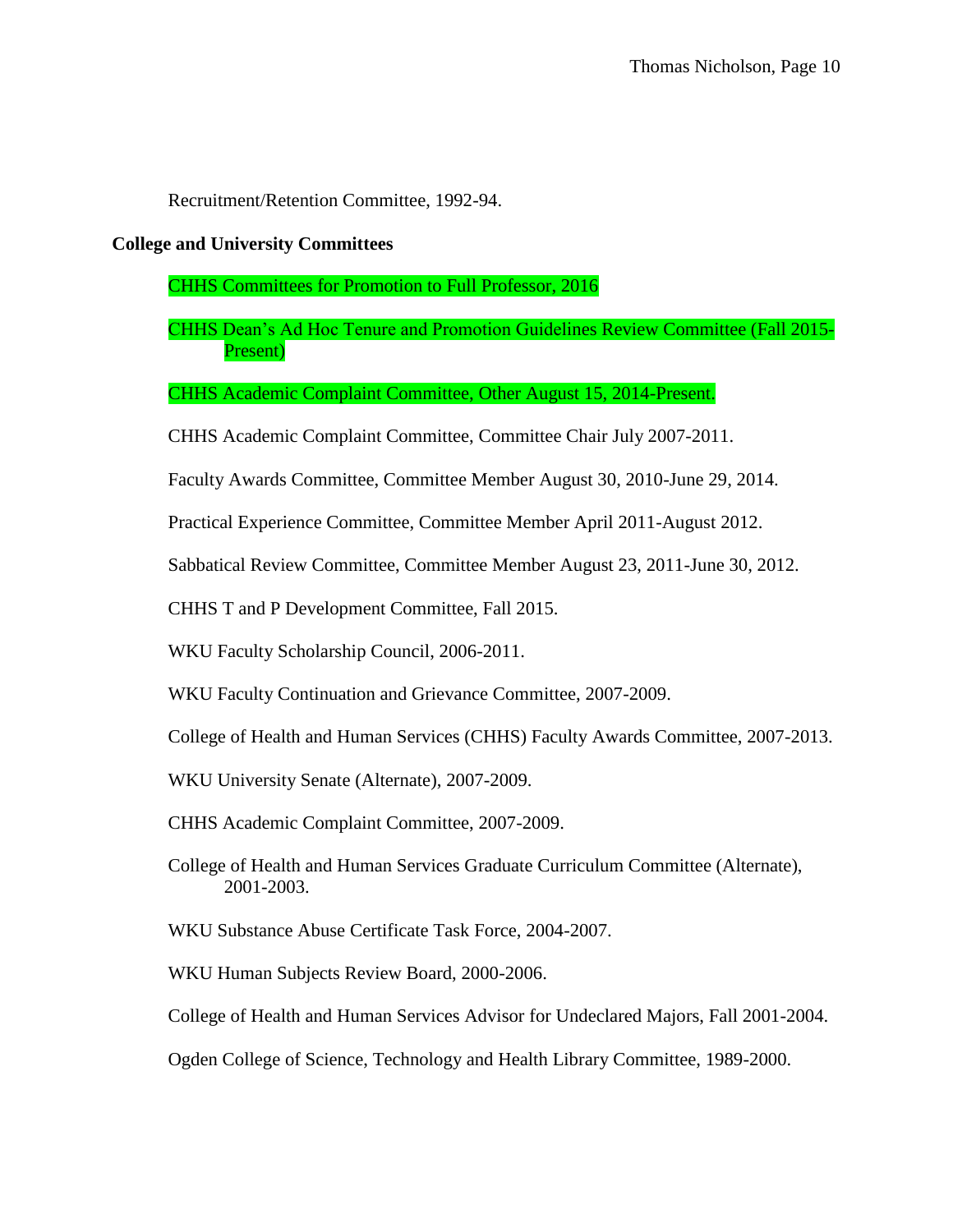Recruitment/Retention Committee, 1992-94.

**College and University Committees**

CHHS Committees for Promotion to Full Professor, 2016

CHHS Dean's Ad Hoc Tenure and Promotion Guidelines Review Committee (Fall 2015-Present)

CHHS Academic Complaint Committee, Other August 15, 2014-Present.

CHHS Academic Complaint Committee, Committee Chair July 2007-2011.

Faculty Awards Committee, Committee Member August 30, 2010-June 29, 2014.

Practical Experience Committee, Committee Member April 2011-August 2012.

Sabbatical Review Committee, Committee Member August 23, 2011-June 30, 2012.

CHHS T and P Development Committee, Fall 2015.

WKU Faculty Scholarship Council, 2006-2011.

WKU Faculty Continuation and Grievance Committee, 2007-2009.

College of Health and Human Services (CHHS) Faculty Awards Committee, 2007-2013.

WKU University Senate (Alternate), 2007-2009.

CHHS Academic Complaint Committee, 2007-2009.

College of Health and Human Services Graduate Curriculum Committee (Alternate), 2001-2003.

WKU Substance Abuse Certificate Task Force, 2004-2007.

WKU Human Subjects Review Board, 2000-2006.

College of Health and Human Services Advisor for Undeclared Majors, Fall 2001-2004.

Ogden College of Science, Technology and Health Library Committee, 1989-2000.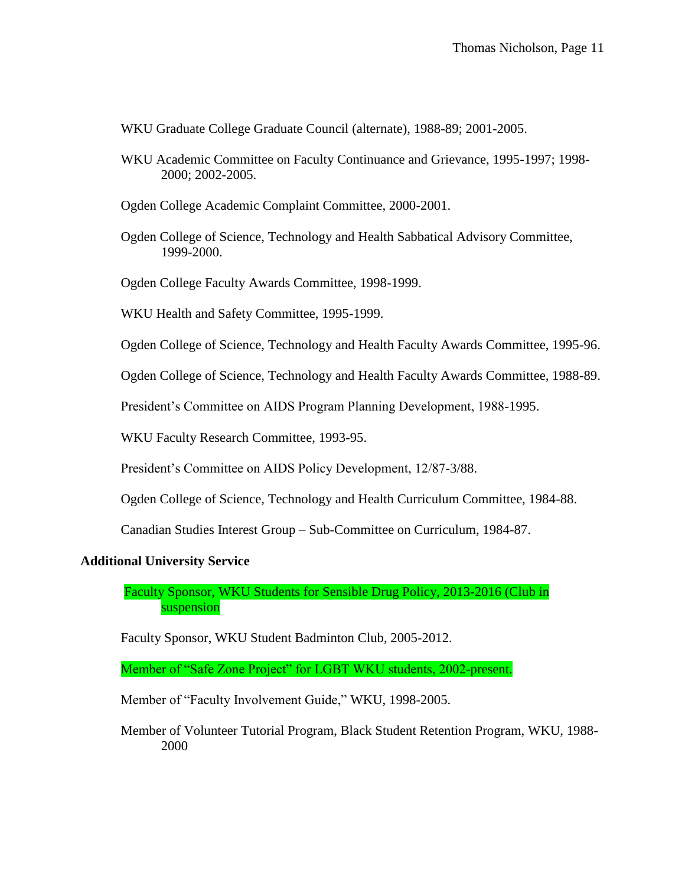WKU Graduate College Graduate Council (alternate), 1988-89; 2001-2005.

WKU Academic Committee on Faculty Continuance and Grievance, 1995-1997; 1998-2000; 2002-2005.

Ogden College Academic Complaint Committee, 2000-2001.

Ogden College of Science, Technology and Health Sabbatical Advisory Committee, 1999-2000.

Ogden College Faculty Awards Committee, 1998-1999.

WKU Health and Safety Committee, 1995-1999.

Ogden College of Science, Technology and Health Faculty Awards Committee, 1995-96.

Ogden College of Science, Technology and Health Faculty Awards Committee, 1988-89.

President's Committee on AIDS Program Planning Development, 1988-1995.

WKU Faculty Research Committee, 1993-95.

President's Committee on AIDS Policy Development, 12/87-3/88.

Ogden College of Science, Technology and Health Curriculum Committee, 1984-88.

Canadian Studies Interest Group – Sub-Committee on Curriculum, 1984-87.

**Additional University Service**

Faculty Sponsor, WKU Students for Sensible Drug Policy, 2013-2016 (Club in suspension

Faculty Sponsor, WKU Student Badminton Club, 2005-2012.

Member of "Safe Zone Project" for LGBT WKU students, 2002-present.

Member of "Faculty Involvement Guide," WKU, 1998-2005.

Member of Volunteer Tutorial Program, Black Student Retention Program, WKU, 1988-2000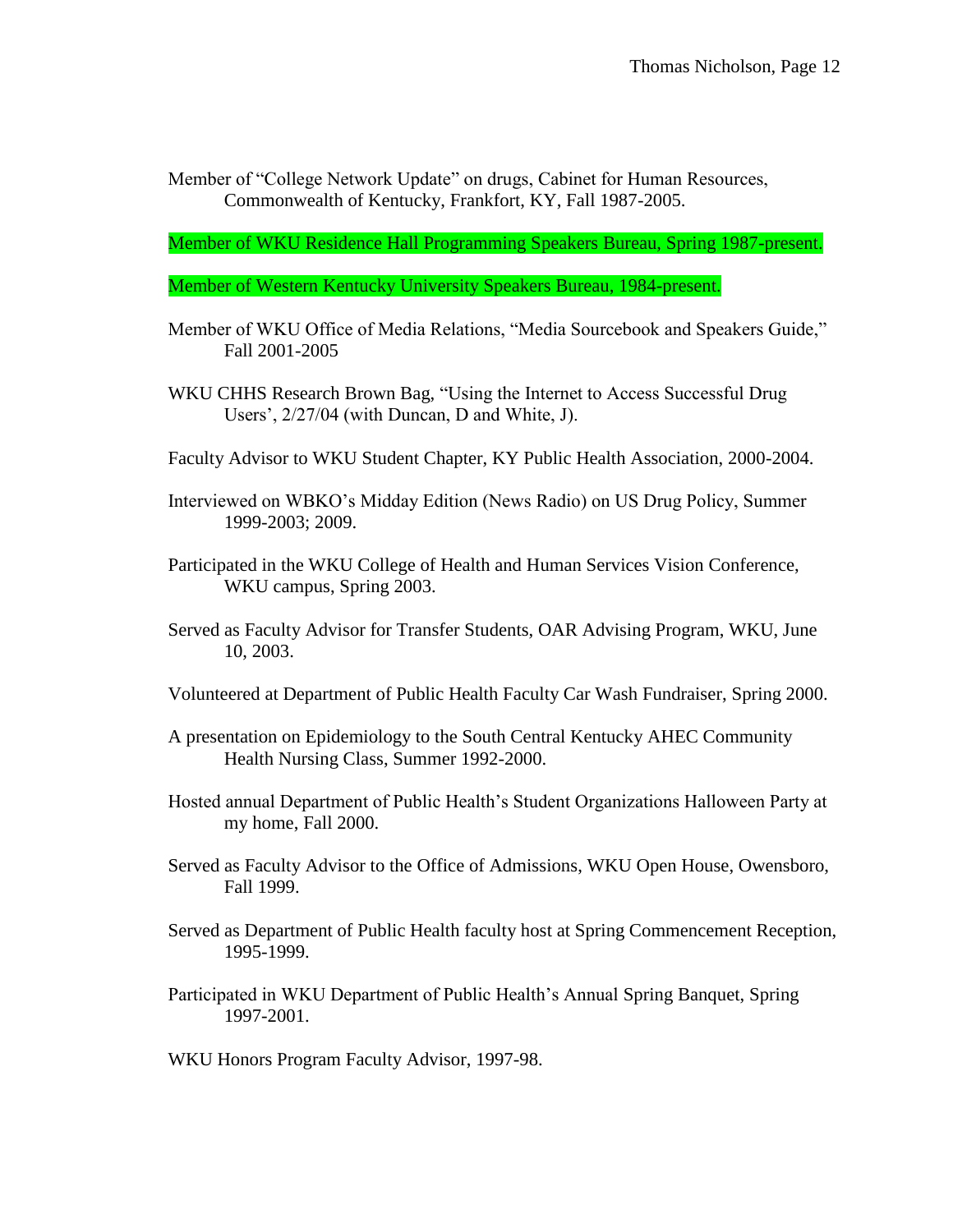Member of "College Network Update" on drugs, Cabinet for Human Resources, Commonwealth of Kentucky, Frankfort, KY, Fall 1987-2005.

Member of WKU Residence Hall Programming Speakers Bureau, Spring 1987-present.

Member of Western Kentucky University Speakers Bureau, 1984-present.

Member of WKU Office of Media Relations, "Media Sourcebook and Speakers Guide," Fall 2001-2005

WKU CHHS Research Brown Bag, "Using the Internet to Access Successful Drug Users', 2/27/04 (with Duncan, D and White, J).

Faculty Advisor to WKU Student Chapter, KY Public Health Association, 2000-2004.

Interviewed on WBKO's Midday Edition (News Radio) on US Drug Policy, Summer 1999-2003; 2009.

Participated in the WKU College of Health and Human Services Vision Conference, WKU campus, Spring 2003.

Served as Faculty Advisor for Transfer Students, OAR Advising Program, WKU, June 10, 2003.

Volunteered at Department of Public Health Faculty Car Wash Fundraiser, Spring 2000.

A presentation on Epidemiology to the South Central Kentucky AHEC Community Health Nursing Class, Summer 1992-2000.

Hosted annual Department of Public Health's Student Organizations Halloween Party at my home, Fall 2000.

Served as Faculty Advisor to the Office of Admissions, WKU Open House, Owensboro, Fall 1999.

Served as Department of Public Health faculty host at Spring Commencement Reception, 1995-1999.

Participated in WKU Department of Public Health's Annual Spring Banquet, Spring 1997-2001.

WKU Honors Program Faculty Advisor, 1997-98.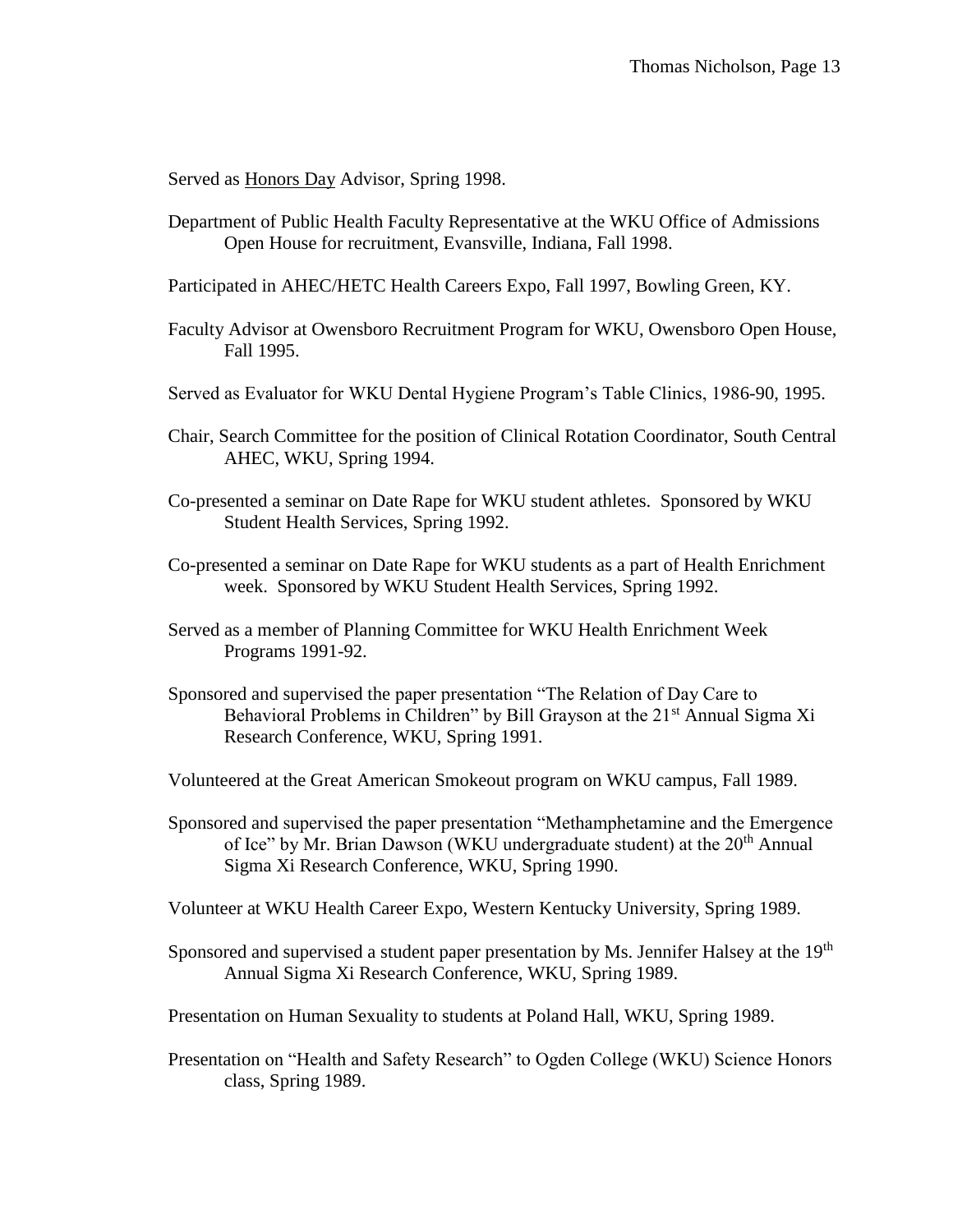Served as <u>Honors Day</u> Advisor, Spring 1998.

Department of Public Health Faculty Representative at the WKU Office of Admissions Open House for recruitment, Evansville, Indiana, Fall 1998.

Participated in AHEC/HETC Health Careers Expo, Fall 1997, Bowling Green, KY.

Faculty Advisor at Owensboro Recruitment Program for WKU, Owensboro Open House, Fall 1995.

Served as Evaluator for WKU Dental Hygiene Program's Table Clinics, 1986-90, 1995.

Chair, Search Committee for the position of Clinical Rotation Coordinator, South Central AHEC, WKU, Spring 1994.

Co-presented a seminar on Date Rape for WKU student athletes. Sponsored by WKU Student Health Services, Spring 1992.

Co-presented a seminar on Date Rape for WKU students as a part of Health Enrichment week. Sponsored by WKU Student Health Services, Spring 1992.

Served as a member of Planning Committee for WKU Health Enrichment Week Programs 1991-92.

Sponsored and supervised the paper presentation "The Relation of Day Care to Behavioral Problems in Children" by Bill Grayson at the 21st Annual Sigma Xi Research Conference, WKU, Spring 1991.

Volunteered at the Great American Smokeout program on WKU campus, Fall 1989.

Sponsored and supervised the paper presentation "Methamphetamine and the Emergence of Ice" by Mr. Brian Dawson (WKU undergraduate student) at the 20th Annual Sigma Xi Research Conference, WKU, Spring 1990.

Volunteer at WKU Health Career Expo, Western Kentucky University, Spring 1989.

Sponsored and supervised a student paper presentation by Ms. Jennifer Halsey at the 19th Annual Sigma Xi Research Conference, WKU, Spring 1989.

Presentation on Human Sexuality to students at Poland Hall, WKU, Spring 1989.

Presentation on "Health and Safety Research" to Ogden College (WKU) Science Honors class, Spring 1989.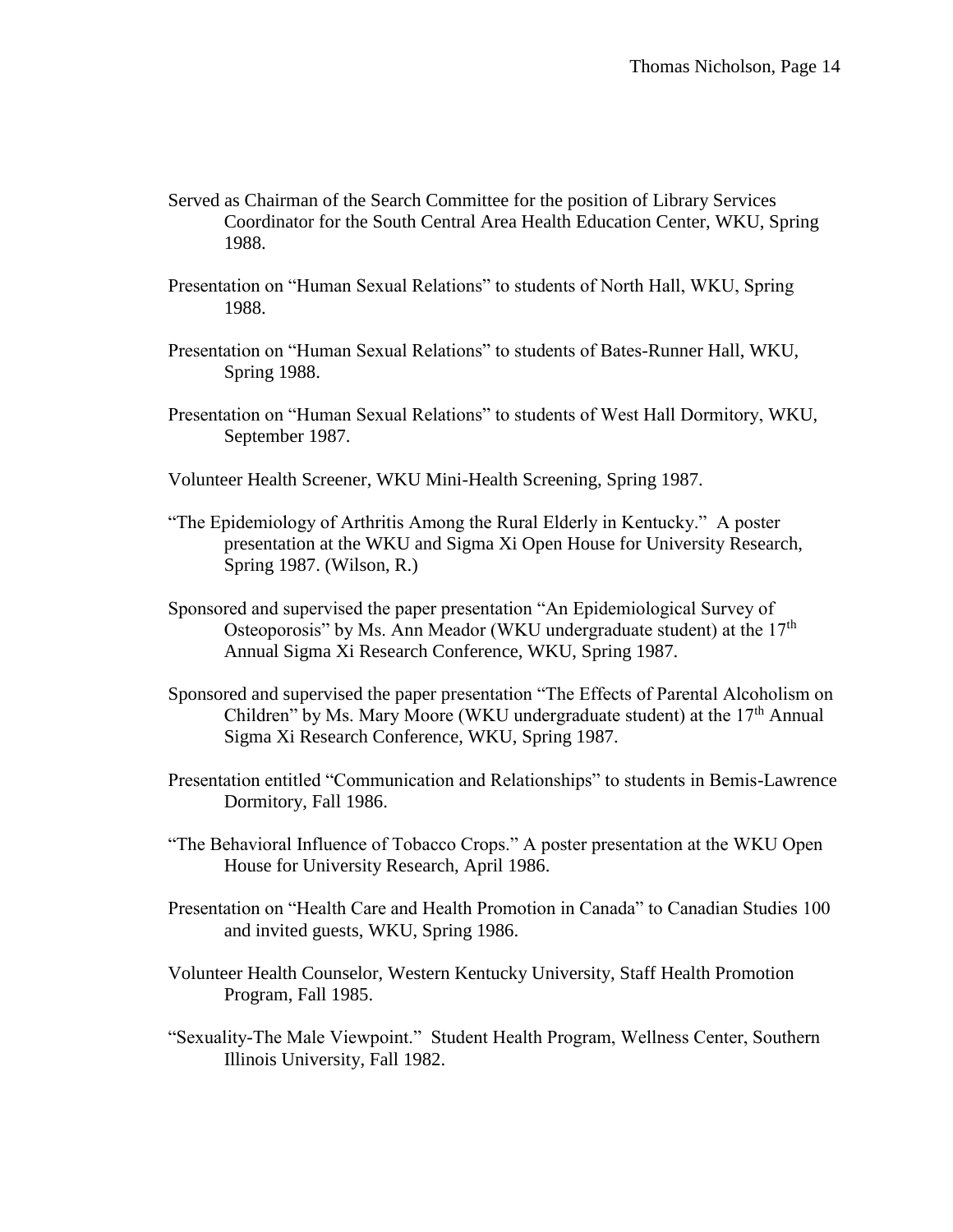Served as Chairman of the Search Committee for the position of Library Services Coordinator for the South Central Area Health Education Center, WKU, Spring 1988.

Presentation on "Human Sexual Relations" to students of North Hall, WKU, Spring 1988.

Presentation on "Human Sexual Relations" to students of Bates-Runner Hall, WKU, Spring 1988.

Presentation on "Human Sexual Relations" to students of West Hall Dormitory, WKU, September 1987.

Volunteer Health Screener, WKU Mini-Health Screening, Spring 1987.

"The Epidemiology of Arthritis Among the Rural Elderly in Kentucky." A poster presentation at the WKU and Sigma Xi Open House for University Research, Spring 1987. (Wilson, R.)

Sponsored and supervised the paper presentation "An Epidemiological Survey of Osteoporosis" by Ms. Ann Meador (WKU undergraduate student) at the 17th Annual Sigma Xi Research Conference, WKU, Spring 1987.

Sponsored and supervised the paper presentation "The Effects of Parental Alcoholism on Children" by Ms. Mary Moore (WKU undergraduate student) at the 17th Annual Sigma Xi Research Conference, WKU, Spring 1987.

Presentation entitled "Communication and Relationships" to students in Bemis-Lawrence Dormitory, Fall 1986.

"The Behavioral Influence of Tobacco Crops." A poster presentation at the WKU Open House for University Research, April 1986.

Presentation on "Health Care and Health Promotion in Canada" to Canadian Studies 100 and invited guests, WKU, Spring 1986.

Volunteer Health Counselor, Western Kentucky University, Staff Health Promotion Program, Fall 1985.

"Sexuality-The Male Viewpoint." Student Health Program, Wellness Center, Southern Illinois University, Fall 1982.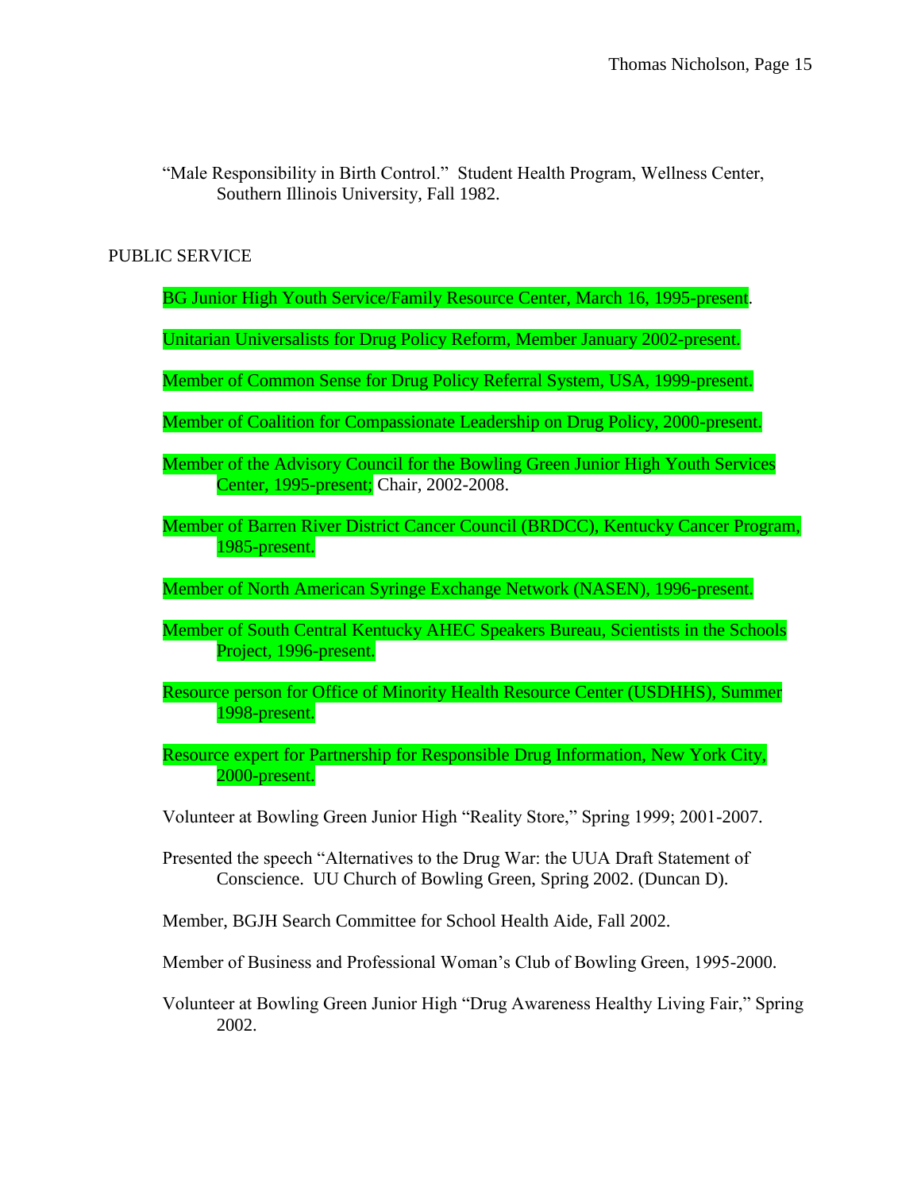"Male Responsibility in Birth Control." Student Health Program, Wellness Center, Southern Illinois University, Fall 1982.

## PUBLIC SERVICE

BG Junior High Youth Service/Family Resource Center, March 16, 1995-present.

Unitarian Universalists for Drug Policy Reform, Member January 2002-present.

Member of Common Sense for Drug Policy Referral System, USA, 1999-present.

Member of Coalition for Compassionate Leadership on Drug Policy, 2000-present.

Member of the Advisory Council for the Bowling Green Junior High Youth Services Center, 1995-present; Chair, 2002-2008.

Member of Barren River District Cancer Council (BRDCC), Kentucky Cancer Program, 1985-present.

Member of North American Syringe Exchange Network (NASEN), 1996-present.

Member of South Central Kentucky AHEC Speakers Bureau, Scientists in the Schools Project, 1996-present.

Resource person for Office of Minority Health Resource Center (USDHHS), Summer 1998-present.

Resource expert for Partnership for Responsible Drug Information, New York City, 2000-present.

Volunteer at Bowling Green Junior High "Reality Store," Spring 1999; 2001-2007.

Presented the speech "Alternatives to the Drug War: the UUA Draft Statement of Conscience. UU Church of Bowling Green, Spring 2002. (Duncan D).

Member, BGJH Search Committee for School Health Aide, Fall 2002.

Member of Business and Professional Woman's Club of Bowling Green, 1995-2000.

Volunteer at Bowling Green Junior High "Drug Awareness Healthy Living Fair," Spring 2002.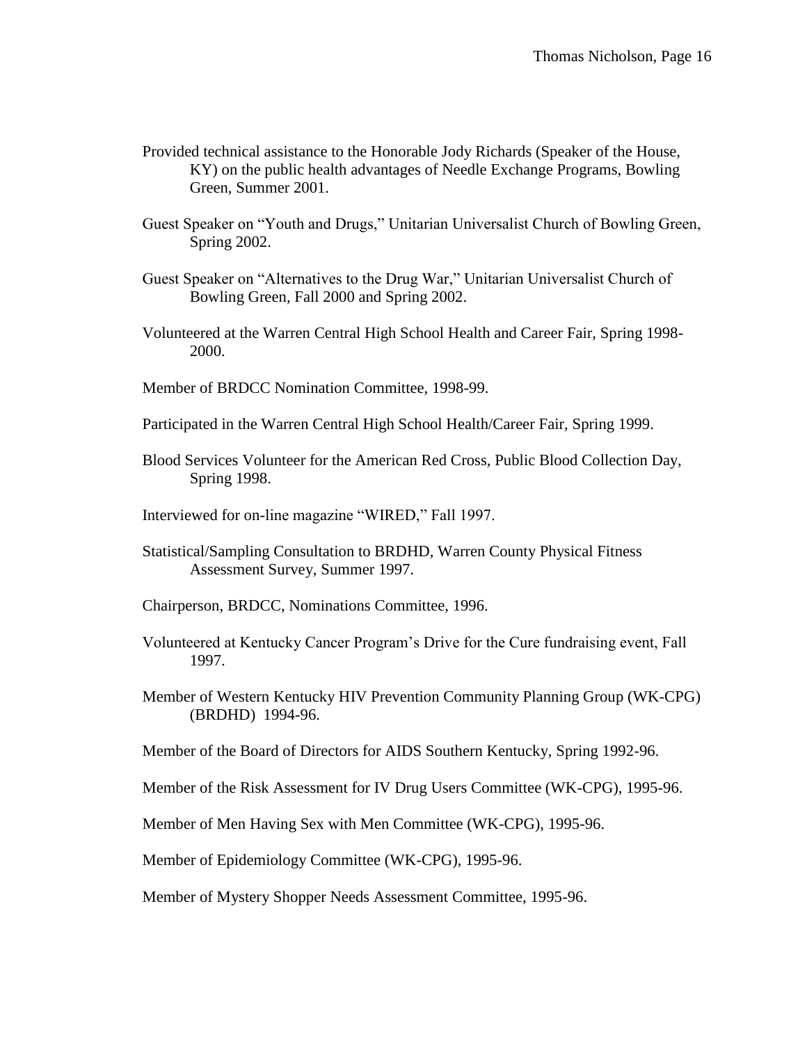Provided technical assistance to the Honorable Jody Richards (Speaker of the House, KY) on the public health advantages of Needle Exchange Programs, Bowling Green, Summer 2001.

Guest Speaker on "Youth and Drugs," Unitarian Universalist Church of Bowling Green, Spring 2002.

Guest Speaker on "Alternatives to the Drug War," Unitarian Universalist Church of Bowling Green, Fall 2000 and Spring 2002.

Volunteered at the Warren Central High School Health and Career Fair, Spring 1998-2000.

Member of BRDCC Nomination Committee, 1998-99.

Participated in the Warren Central High School Health/Career Fair, Spring 1999.

Blood Services Volunteer for the American Red Cross, Public Blood Collection Day, Spring 1998.

Interviewed for on-line magazine "WIRED," Fall 1997.

Statistical/Sampling Consultation to BRDHD, Warren County Physical Fitness Assessment Survey, Summer 1997.

Chairperson, BRDCC, Nominations Committee, 1996.

Volunteered at Kentucky Cancer Program's Drive for the Cure fundraising event, Fall 1997.

Member of Western Kentucky HIV Prevention Community Planning Group (WK-CPG) (BRDHD) 1994-96.

Member of the Board of Directors for AIDS Southern Kentucky, Spring 1992-96.

Member of the Risk Assessment for IV Drug Users Committee (WK-CPG), 1995-96.

Member of Men Having Sex with Men Committee (WK-CPG), 1995-96.

Member of Epidemiology Committee (WK-CPG), 1995-96.

Member of Mystery Shopper Needs Assessment Committee, 1995-96.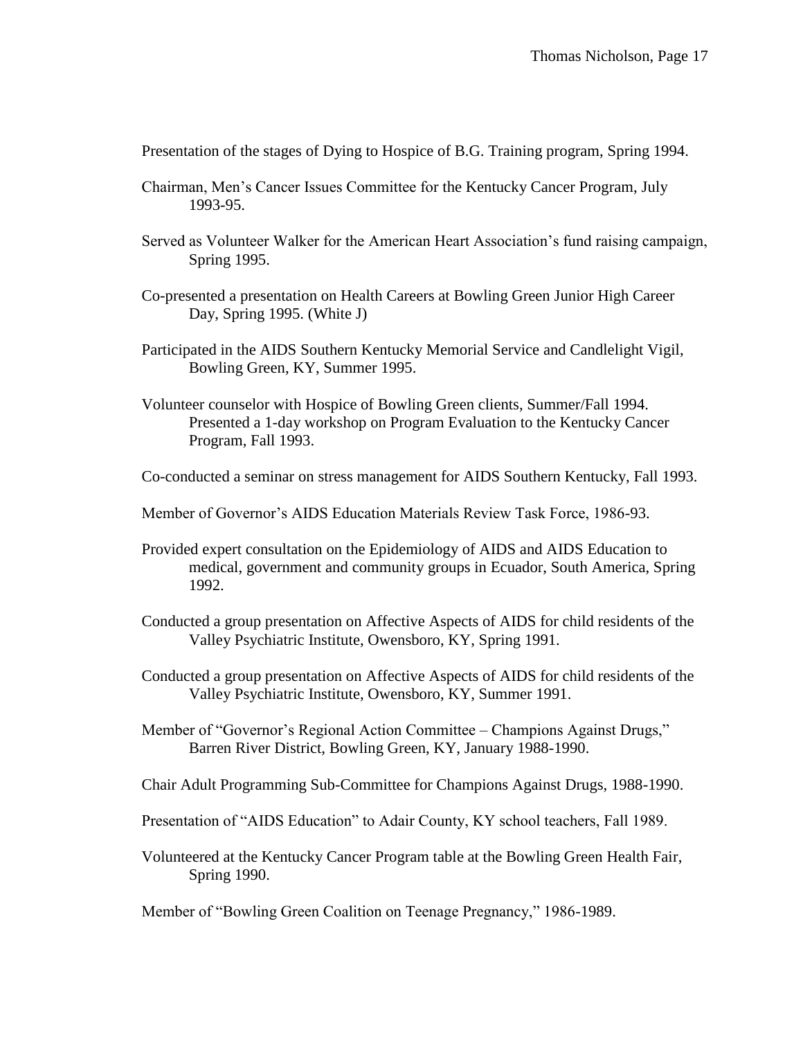Presentation of the stages of Dying to Hospice of B.G. Training program, Spring 1994.

Chairman, Men's Cancer Issues Committee for the Kentucky Cancer Program, July 1993-95.

Served as Volunteer Walker for the American Heart Association's fund raising campaign, Spring 1995.

Co-presented a presentation on Health Careers at Bowling Green Junior High Career Day, Spring 1995. (White J)

Participated in the AIDS Southern Kentucky Memorial Service and Candlelight Vigil, Bowling Green, KY, Summer 1995.

Volunteer counselor with Hospice of Bowling Green clients, Summer/Fall 1994. Presented a 1-day workshop on Program Evaluation to the Kentucky Cancer Program, Fall 1993.

Co-conducted a seminar on stress management for AIDS Southern Kentucky, Fall 1993.

Member of Governor's AIDS Education Materials Review Task Force, 1986-93.

Provided expert consultation on the Epidemiology of AIDS and AIDS Education to medical, government and community groups in Ecuador, South America, Spring 1992.

Conducted a group presentation on Affective Aspects of AIDS for child residents of the Valley Psychiatric Institute, Owensboro, KY, Spring 1991.

Conducted a group presentation on Affective Aspects of AIDS for child residents of the Valley Psychiatric Institute, Owensboro, KY, Summer 1991.

Member of "Governor's Regional Action Committee – Champions Against Drugs," Barren River District, Bowling Green, KY, January 1988-1990.

Chair Adult Programming Sub-Committee for Champions Against Drugs, 1988-1990.

Presentation of "AIDS Education" to Adair County, KY school teachers, Fall 1989.

Volunteered at the Kentucky Cancer Program table at the Bowling Green Health Fair, Spring 1990.

Member of "Bowling Green Coalition on Teenage Pregnancy," 1986-1989.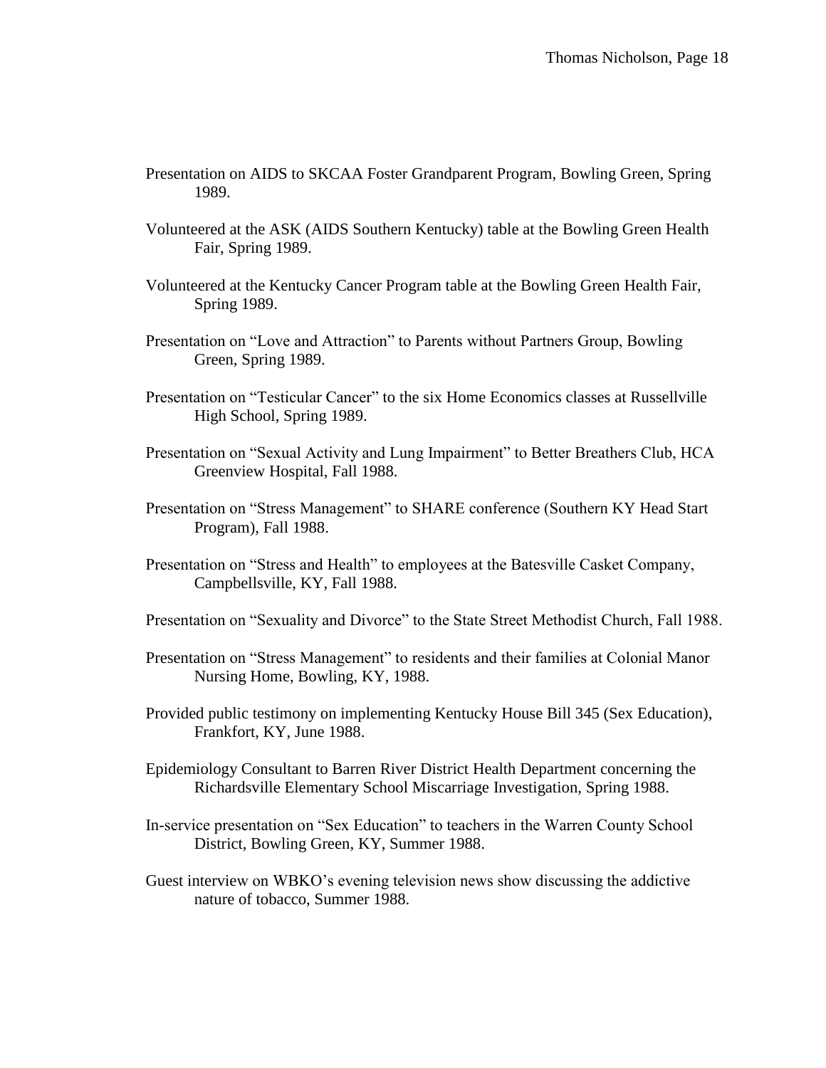Presentation on AIDS to SKCAA Foster Grandparent Program, Bowling Green, Spring 1989.

Volunteered at the ASK (AIDS Southern Kentucky) table at the Bowling Green Health Fair, Spring 1989.

Volunteered at the Kentucky Cancer Program table at the Bowling Green Health Fair, Spring 1989.

Presentation on "Love and Attraction" to Parents without Partners Group, Bowling Green, Spring 1989.

Presentation on "Testicular Cancer" to the six Home Economics classes at Russellville High School, Spring 1989.

Presentation on "Sexual Activity and Lung Impairment" to Better Breathers Club, HCA Greenview Hospital, Fall 1988.

Presentation on "Stress Management" to SHARE conference (Southern KY Head Start Program), Fall 1988.

Presentation on "Stress and Health" to employees at the Batesville Casket Company, Campbellsville, KY, Fall 1988.

Presentation on "Sexuality and Divorce" to the State Street Methodist Church, Fall 1988.

Presentation on "Stress Management" to residents and their families at Colonial Manor Nursing Home, Bowling, KY, 1988.

Provided public testimony on implementing Kentucky House Bill 345 (Sex Education), Frankfort, KY, June 1988.

Epidemiology Consultant to Barren River District Health Department concerning the Richardsville Elementary School Miscarriage Investigation, Spring 1988.

In-service presentation on "Sex Education" to teachers in the Warren County School District, Bowling Green, KY, Summer 1988.

Guest interview on WBKO's evening television news show discussing the addictive nature of tobacco, Summer 1988.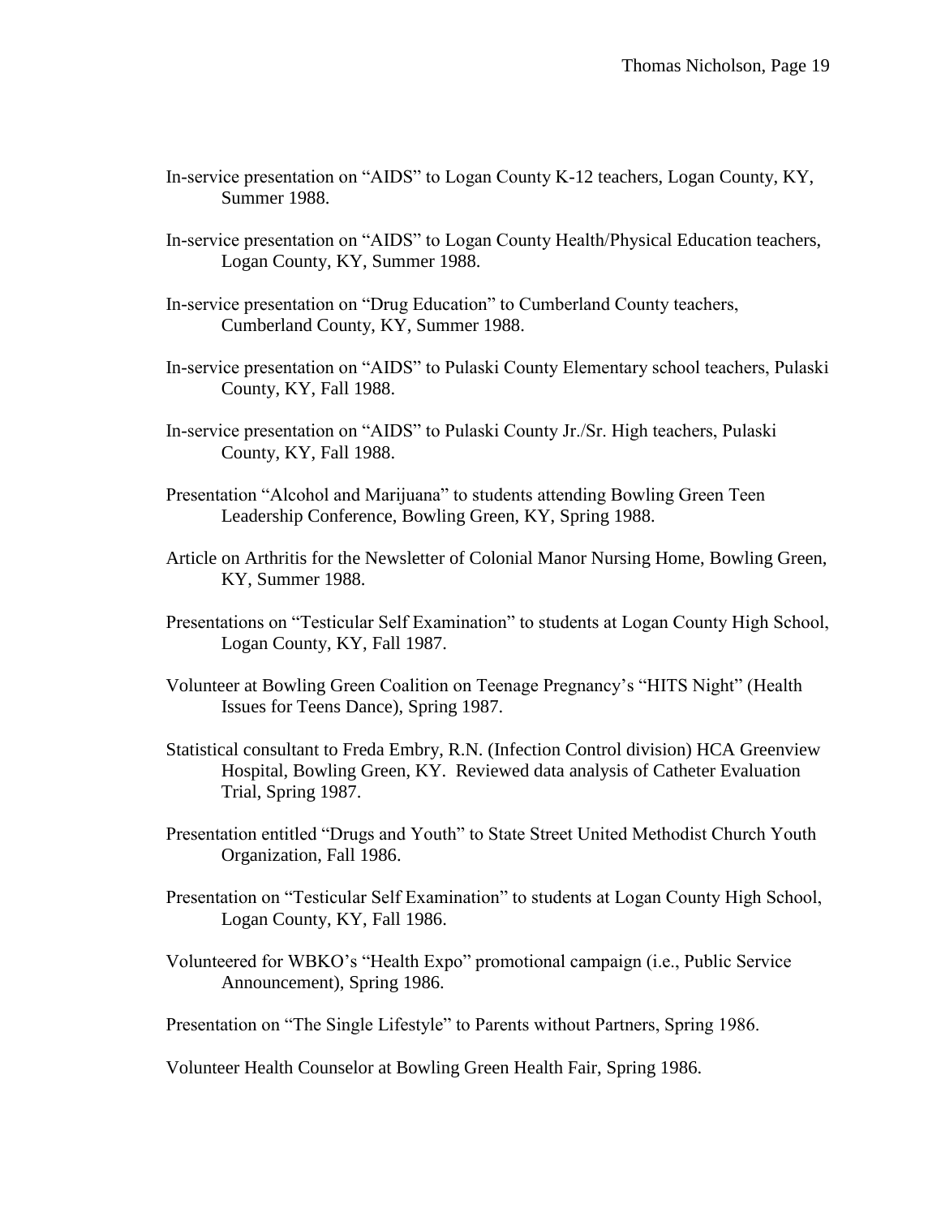In-service presentation on "AIDS" to Logan County K-12 teachers, Logan County, KY, Summer 1988.

In-service presentation on "AIDS" to Logan County Health/Physical Education teachers, Logan County, KY, Summer 1988.

In-service presentation on "Drug Education" to Cumberland County teachers, Cumberland County, KY, Summer 1988.

In-service presentation on "AIDS" to Pulaski County Elementary school teachers, Pulaski County, KY, Fall 1988.

In-service presentation on "AIDS" to Pulaski County Jr./Sr. High teachers, Pulaski County, KY, Fall 1988.

Presentation "Alcohol and Marijuana" to students attending Bowling Green Teen Leadership Conference, Bowling Green, KY, Spring 1988.

Article on Arthritis for the Newsletter of Colonial Manor Nursing Home, Bowling Green, KY, Summer 1988.

Presentations on "Testicular Self Examination" to students at Logan County High School, Logan County, KY, Fall 1987.

Volunteer at Bowling Green Coalition on Teenage Pregnancy's "HITS Night" (Health Issues for Teens Dance), Spring 1987.

Statistical consultant to Freda Embry, R.N. (Infection Control division) HCA Greenview Hospital, Bowling Green, KY. Reviewed data analysis of Catheter Evaluation Trial, Spring 1987.

Presentation entitled "Drugs and Youth" to State Street United Methodist Church Youth Organization, Fall 1986.

Presentation on "Testicular Self Examination" to students at Logan County High School, Logan County, KY, Fall 1986.

Volunteered for WBKO's "Health Expo" promotional campaign (i.e., Public Service Announcement), Spring 1986.

Presentation on "The Single Lifestyle" to Parents without Partners, Spring 1986.

Volunteer Health Counselor at Bowling Green Health Fair, Spring 1986.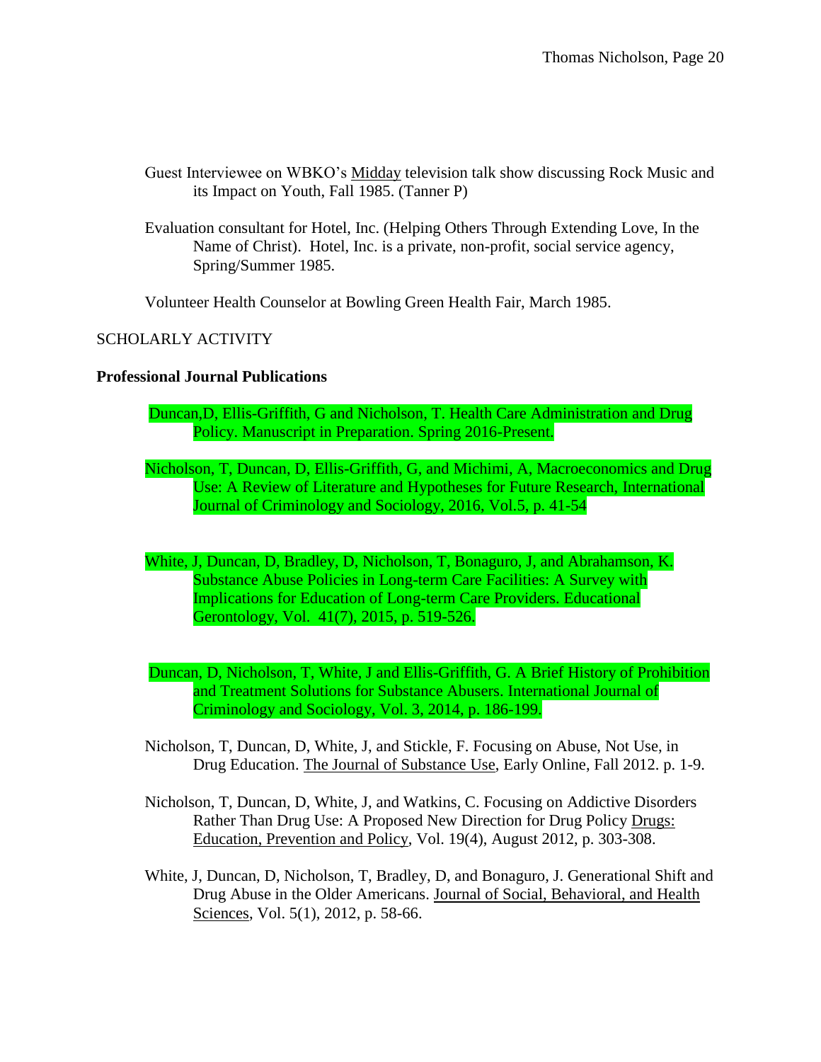Guest Interviewee on WBKO's Midday television talk show discussing Rock Music and its Impact on Youth, Fall 1985. (Tanner P)

Evaluation consultant for Hotel, Inc. (Helping Others Through Extending Love, In the Name of Christ). Hotel, Inc. is a private, non-profit, social service agency, Spring/Summer 1985.

Volunteer Health Counselor at Bowling Green Health Fair, March 1985.

SCHOLARLY ACTIVITY

**Professional Journal Publications**

Duncan,D, Ellis-Griffith, G and Nicholson, T. Health Care Administration and Drug Policy. Manuscript in Preparation. Spring 2016-Present.

Nicholson, T, Duncan, D, Ellis-Griffith, G, and Michimi, A, Macroeconomics and Drug Use: A Review of Literature and Hypotheses for Future Research, International Journal of Criminology and Sociology, 2016, Vol.5, p. 41-54

White, J, Duncan, D, Bradley, D, Nicholson, T, Bonaguro, J, and Abrahamson, K. Substance Abuse Policies in Long-term Care Facilities: A Survey with Implications for Education of Long-term Care Providers. Educational Gerontology, Vol. 41(7), 2015, p. 519-526.

Duncan, D, Nicholson, T, White, J and Ellis-Griffith, G. A Brief History of Prohibition and Treatment Solutions for Substance Abusers. International Journal of Criminology and Sociology, Vol. 3, 2014, p. 186-199.

Nicholson, T, Duncan, D, White, J, and Stickle, F. Focusing on Abuse, Not Use, in Drug Education. The Journal of Substance Use, Early Online, Fall 2012. p. 1-9.

Nicholson, T, Duncan, D, White, J, and Watkins, C. Focusing on Addictive Disorders Rather Than Drug Use: A Proposed New Direction for Drug Policy Drugs: Education, Prevention and Policy, Vol. 19(4), August 2012, p. 303-308.

White, J, Duncan, D, Nicholson, T, Bradley, D, and Bonaguro, J. Generational Shift and Drug Abuse in the Older Americans. Journal of Social, Behavioral, and Health Sciences, Vol. 5(1), 2012, p. 58-66.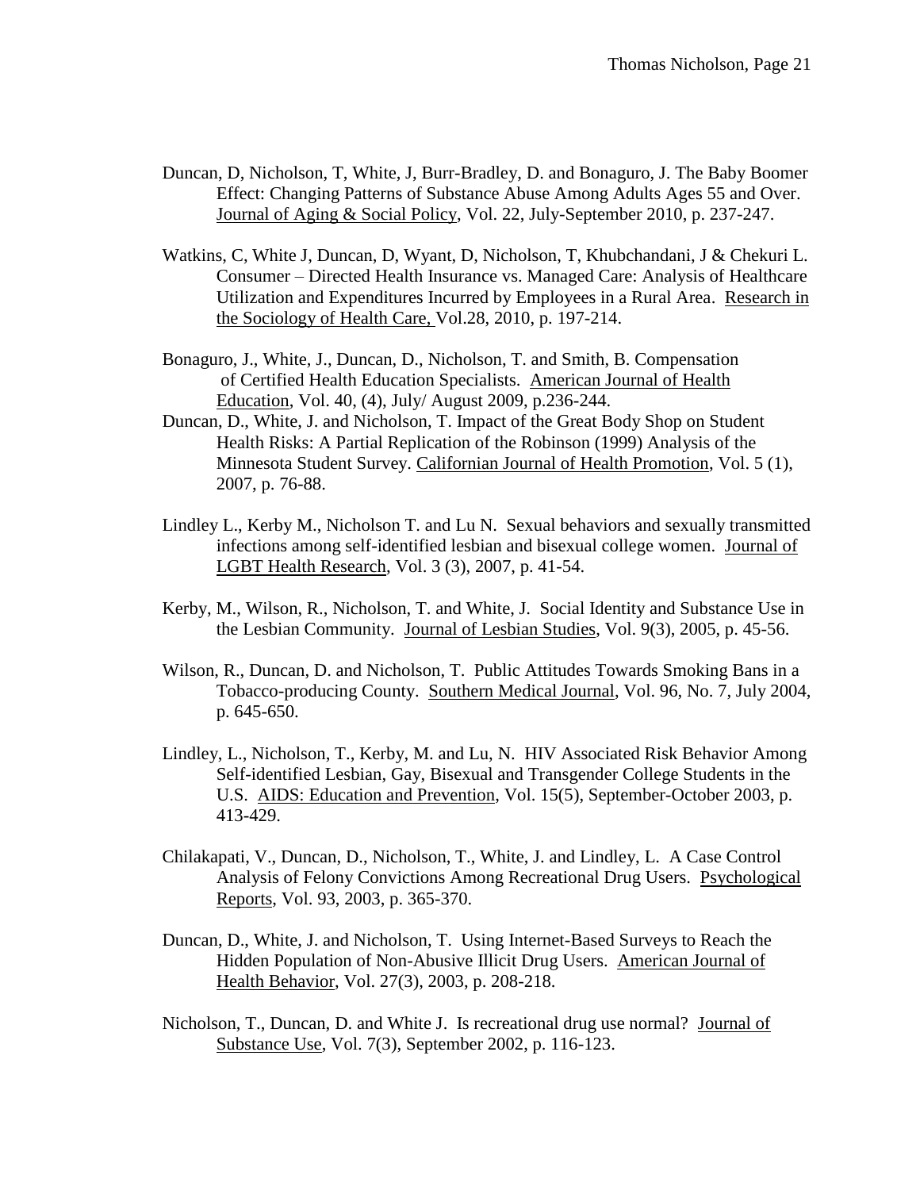Duncan, D, Nicholson, T, White, J, Burr-Bradley, D. and Bonaguro, J. The Baby Boomer Effect: Changing Patterns of Substance Abuse Among Adults Ages 55 and Over. Journal of Aging & Social Policy, Vol. 22, July-September 2010, p. 237-247.

Watkins, C, White J, Duncan, D, Wyant, D, Nicholson, T, Khubchandani, J & Chekuri L. Consumer – Directed Health Insurance vs. Managed Care: Analysis of Healthcare Utilization and Expenditures Incurred by Employees in a Rural Area. Research in the Sociology of Health Care, Vol.28, 2010, p. 197-214.

Bonaguro, J., White, J., Duncan, D., Nicholson, T. and Smith, B. Compensation of Certified Health Education Specialists. American Journal of Health Education, Vol. 40, (4), July/ August 2009, p.236-244.

Duncan, D., White, J. and Nicholson, T. Impact of the Great Body Shop on Student Health Risks: A Partial Replication of the Robinson (1999) Analysis of the Minnesota Student Survey. Californian Journal of Health Promotion, Vol. 5 (1), 2007, p. 76-88.

Lindley L., Kerby M., Nicholson T. and Lu N. Sexual behaviors and sexually transmitted infections among self-identified lesbian and bisexual college women. Journal of LGBT Health Research, Vol. 3 (3), 2007, p. 41-54.

Kerby, M., Wilson, R., Nicholson, T. and White, J. Social Identity and Substance Use in the Lesbian Community. Journal of Lesbian Studies, Vol. 9(3), 2005, p. 45-56.

Wilson, R., Duncan, D. and Nicholson, T. Public Attitudes Towards Smoking Bans in a Tobacco-producing County. Southern Medical Journal, Vol. 96, No. 7, July 2004, p. 645-650.

Lindley, L., Nicholson, T., Kerby, M. and Lu, N. HIV Associated Risk Behavior Among Self-identified Lesbian, Gay, Bisexual and Transgender College Students in the U.S. AIDS: Education and Prevention, Vol. 15(5), September-October 2003, p. 413-429.

Chilakapati, V., Duncan, D., Nicholson, T., White, J. and Lindley, L. A Case Control Analysis of Felony Convictions Among Recreational Drug Users. Psychological Reports, Vol. 93, 2003, p. 365-370.

Duncan, D., White, J. and Nicholson, T. Using Internet-Based Surveys to Reach the Hidden Population of Non-Abusive Illicit Drug Users. American Journal of Health Behavior, Vol. 27(3), 2003, p. 208-218.

Nicholson, T., Duncan, D. and White J. Is recreational drug use normal? Journal of Substance Use, Vol. 7(3), September 2002, p. 116-123.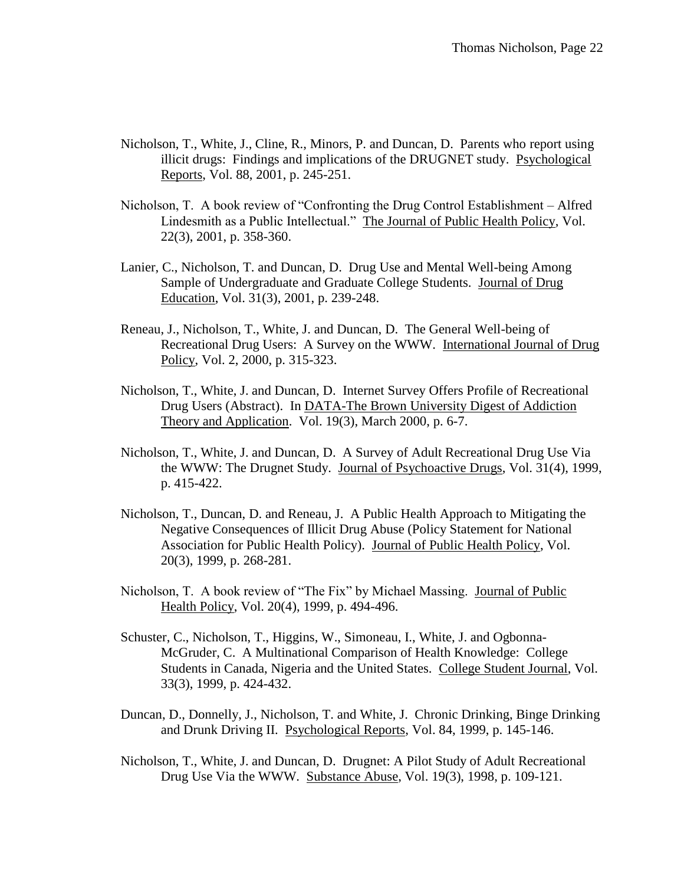Nicholson, T., White, J., Cline, R., Minors, P. and Duncan, D. Parents who report using illicit drugs: Findings and implications of the DRUGNET study. Psychological Reports, Vol. 88, 2001, p. 245-251.

Nicholson, T. A book review of "Confronting the Drug Control Establishment – Alfred Lindesmith as a Public Intellectual." The Journal of Public Health Policy, Vol. 22(3), 2001, p. 358-360.

Lanier, C., Nicholson, T. and Duncan, D. Drug Use and Mental Well-being Among Sample of Undergraduate and Graduate College Students. Journal of Drug Education, Vol. 31(3), 2001, p. 239-248.

Reneau, J., Nicholson, T., White, J. and Duncan, D. The General Well-being of Recreational Drug Users: A Survey on the WWW. International Journal of Drug Policy, Vol. 2, 2000, p. 315-323.

Nicholson, T., White, J. and Duncan, D. Internet Survey Offers Profile of Recreational Drug Users (Abstract). In DATA-The Brown University Digest of Addiction Theory and Application. Vol. 19(3), March 2000, p. 6-7.

Nicholson, T., White, J. and Duncan, D. A Survey of Adult Recreational Drug Use Via the WWW: The Drugnet Study. Journal of Psychoactive Drugs, Vol. 31(4), 1999, p. 415-422.

Nicholson, T., Duncan, D. and Reneau, J. A Public Health Approach to Mitigating the Negative Consequences of Illicit Drug Abuse (Policy Statement for National Association for Public Health Policy). Journal of Public Health Policy, Vol. 20(3), 1999, p. 268-281.

Nicholson, T. A book review of "The Fix" by Michael Massing. Journal of Public Health Policy, Vol. 20(4), 1999, p. 494-496.

Schuster, C., Nicholson, T., Higgins, W., Simoneau, I., White, J. and Ogbonna-McGruder, C. A Multinational Comparison of Health Knowledge: College Students in Canada, Nigeria and the United States. College Student Journal, Vol. 33(3), 1999, p. 424-432.

Duncan, D., Donnelly, J., Nicholson, T. and White, J. Chronic Drinking, Binge Drinking and Drunk Driving II. Psychological Reports, Vol. 84, 1999, p. 145-146.

Nicholson, T., White, J. and Duncan, D. Drugnet: A Pilot Study of Adult Recreational Drug Use Via the WWW. Substance Abuse, Vol. 19(3), 1998, p. 109-121.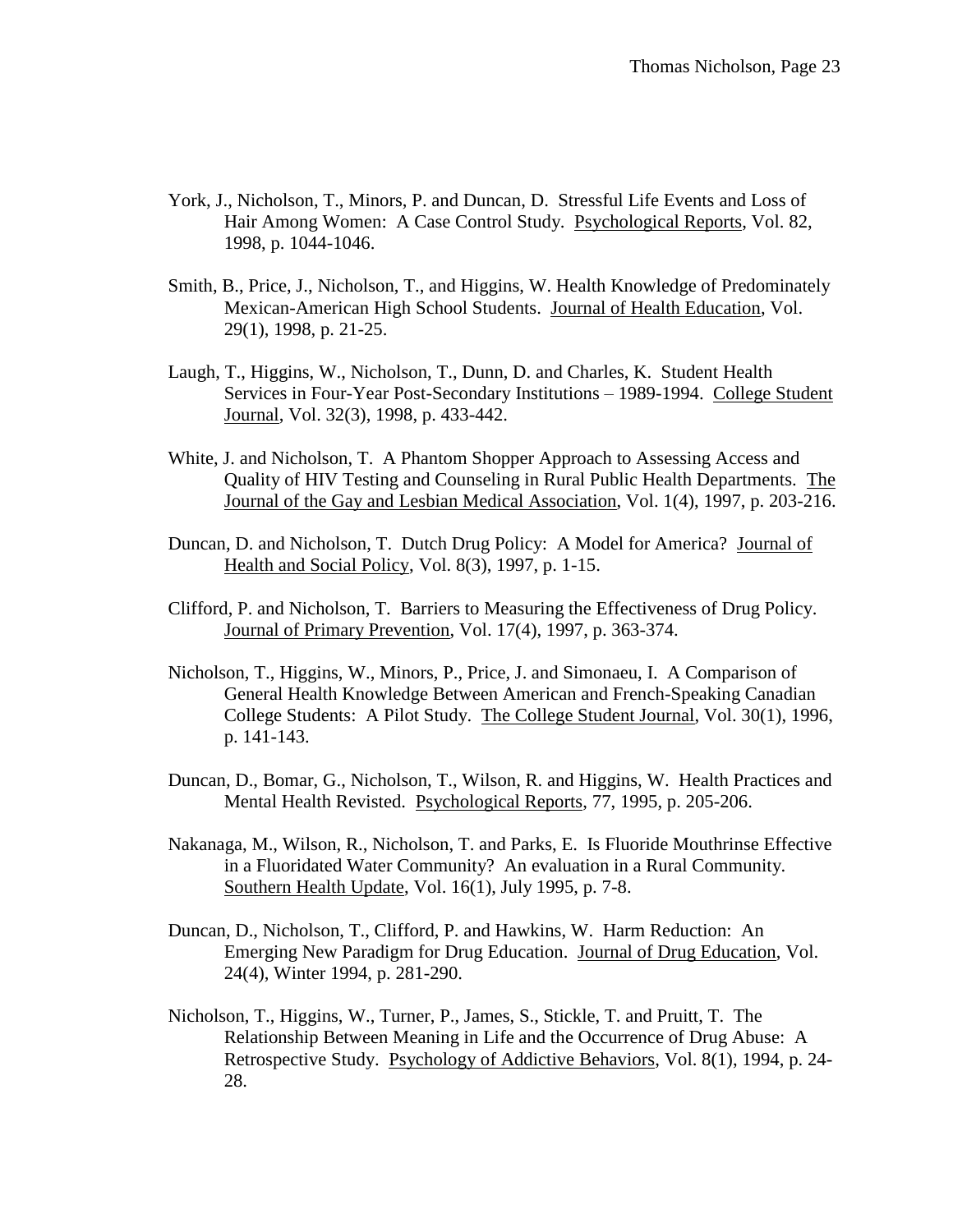York, J., Nicholson, T., Minors, P. and Duncan, D. Stressful Life Events and Loss of Hair Among Women: A Case Control Study. Psychological Reports, Vol. 82, 1998, p. 1044-1046.

Smith, B., Price, J., Nicholson, T., and Higgins, W. Health Knowledge of Predominately Mexican-American High School Students. Journal of Health Education, Vol. 29(1), 1998, p. 21-25.

Laugh, T., Higgins, W., Nicholson, T., Dunn, D. and Charles, K. Student Health Services in Four-Year Post-Secondary Institutions – 1989-1994. College Student Journal, Vol. 32(3), 1998, p. 433-442.

White, J. and Nicholson, T. A Phantom Shopper Approach to Assessing Access and Quality of HIV Testing and Counseling in Rural Public Health Departments. The Journal of the Gay and Lesbian Medical Association, Vol. 1(4), 1997, p. 203-216.

Duncan, D. and Nicholson, T. Dutch Drug Policy: A Model for America? Journal of Health and Social Policy, Vol. 8(3), 1997, p. 1-15.

Clifford, P. and Nicholson, T. Barriers to Measuring the Effectiveness of Drug Policy. Journal of Primary Prevention, Vol. 17(4), 1997, p. 363-374.

Nicholson, T., Higgins, W., Minors, P., Price, J. and Simonaeu, I. A Comparison of General Health Knowledge Between American and French-Speaking Canadian College Students: A Pilot Study. The College Student Journal, Vol. 30(1), 1996, p. 141-143.

Duncan, D., Bomar, G., Nicholson, T., Wilson, R. and Higgins, W. Health Practices and Mental Health Revisted. Psychological Reports, 77, 1995, p. 205-206.

Nakanaga, M., Wilson, R., Nicholson, T. and Parks, E. Is Fluoride Mouthrinse Effective in a Fluoridated Water Community? An evaluation in a Rural Community. Southern Health Update, Vol. 16(1), July 1995, p. 7-8.

Duncan, D., Nicholson, T., Clifford, P. and Hawkins, W. Harm Reduction: An Emerging New Paradigm for Drug Education. Journal of Drug Education, Vol. 24(4), Winter 1994, p. 281-290.

Nicholson, T., Higgins, W., Turner, P., James, S., Stickle, T. and Pruitt, T. The Relationship Between Meaning in Life and the Occurrence of Drug Abuse: A Retrospective Study. Psychology of Addictive Behaviors, Vol. 8(1), 1994, p. 24-28.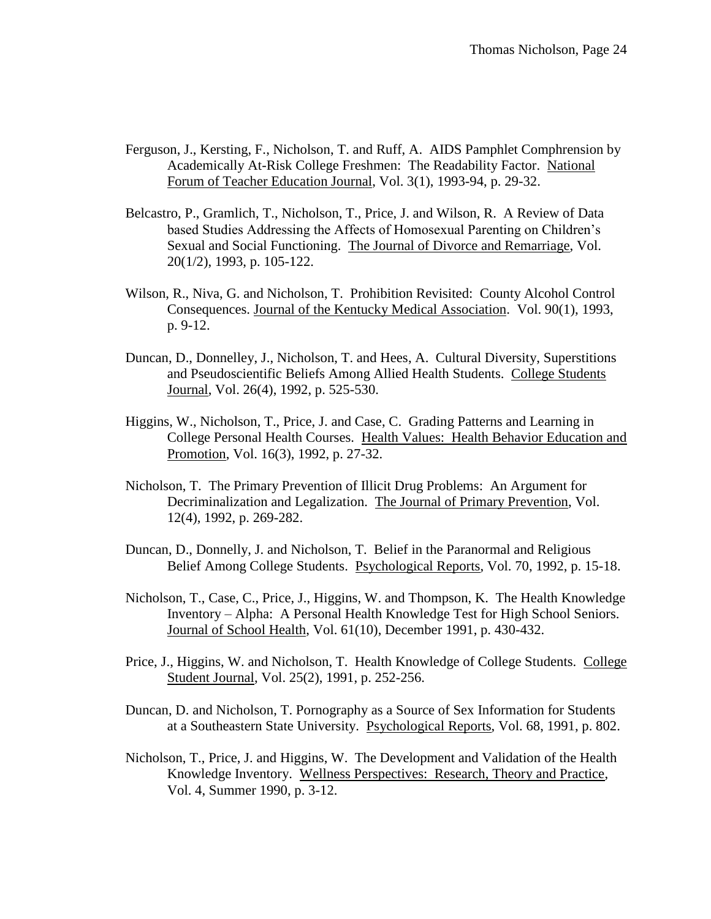Ferguson, J., Kersting, F., Nicholson, T. and Ruff, A. AIDS Pamphlet Comphrension by Academically At-Risk College Freshmen: The Readability Factor. National Forum of Teacher Education Journal, Vol. 3(1), 1993-94, p. 29-32.

Belcastro, P., Gramlich, T., Nicholson, T., Price, J. and Wilson, R. A Review of Data based Studies Addressing the Affects of Homosexual Parenting on Children's Sexual and Social Functioning. The Journal of Divorce and Remarriage, Vol. 20(1/2), 1993, p. 105-122.

Wilson, R., Niva, G. and Nicholson, T. Prohibition Revisited: County Alcohol Control Consequences. Journal of the Kentucky Medical Association. Vol. 90(1), 1993, p. 9-12.

Duncan, D., Donnelley, J., Nicholson, T. and Hees, A. Cultural Diversity, Superstitions and Pseudoscientific Beliefs Among Allied Health Students. College Students Journal, Vol. 26(4), 1992, p. 525-530.

Higgins, W., Nicholson, T., Price, J. and Case, C. Grading Patterns and Learning in College Personal Health Courses. Health Values: Health Behavior Education and Promotion, Vol. 16(3), 1992, p. 27-32.

Nicholson, T. The Primary Prevention of Illicit Drug Problems: An Argument for Decriminalization and Legalization. The Journal of Primary Prevention, Vol. 12(4), 1992, p. 269-282.

Duncan, D., Donnelly, J. and Nicholson, T. Belief in the Paranormal and Religious Belief Among College Students. Psychological Reports, Vol. 70, 1992, p. 15-18.

Nicholson, T., Case, C., Price, J., Higgins, W. and Thompson, K. The Health Knowledge Inventory – Alpha: A Personal Health Knowledge Test for High School Seniors. Journal of School Health, Vol. 61(10), December 1991, p. 430-432.

Price, J., Higgins, W. and Nicholson, T. Health Knowledge of College Students. College Student Journal, Vol. 25(2), 1991, p. 252-256.

Duncan, D. and Nicholson, T. Pornography as a Source of Sex Information for Students at a Southeastern State University. Psychological Reports, Vol. 68, 1991, p. 802.

Nicholson, T., Price, J. and Higgins, W. The Development and Validation of the Health Knowledge Inventory. Wellness Perspectives: Research, Theory and Practice, Vol. 4, Summer 1990, p. 3-12.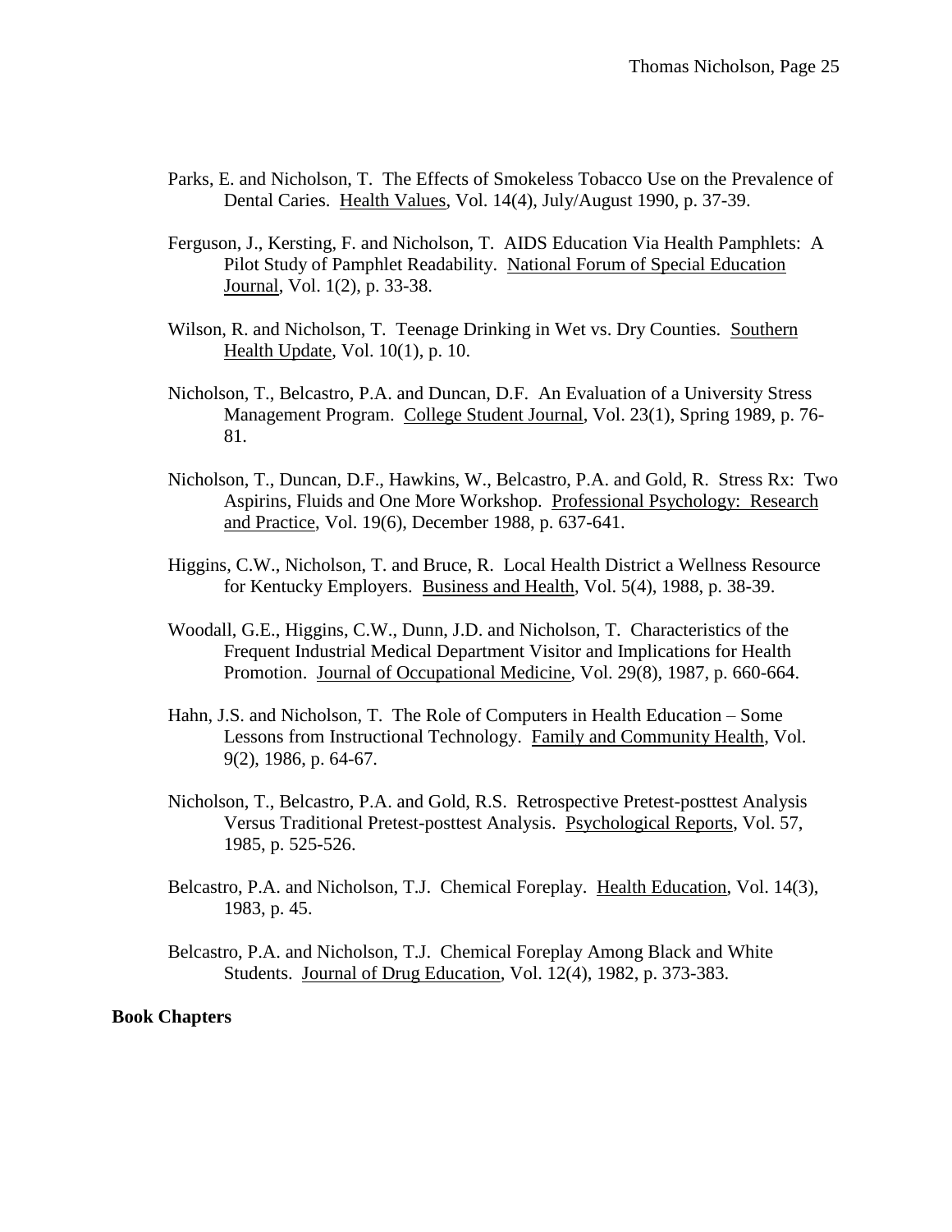Parks, E. and Nicholson, T. The Effects of Smokeless Tobacco Use on the Prevalence of Dental Caries. Health Values, Vol. 14(4), July/August 1990, p. 37-39.

Ferguson, J., Kersting, F. and Nicholson, T. AIDS Education Via Health Pamphlets: A Pilot Study of Pamphlet Readability. National Forum of Special Education Journal, Vol. 1(2), p. 33-38.

Wilson, R. and Nicholson, T. Teenage Drinking in Wet vs. Dry Counties. Southern Health Update, Vol. 10(1), p. 10.

Nicholson, T., Belcastro, P.A. and Duncan, D.F. An Evaluation of a University Stress Management Program. College Student Journal, Vol. 23(1), Spring 1989, p. 76-81.

Nicholson, T., Duncan, D.F., Hawkins, W., Belcastro, P.A. and Gold, R. Stress Rx: Two Aspirins, Fluids and One More Workshop. Professional Psychology: Research and Practice, Vol. 19(6), December 1988, p. 637-641.

Higgins, C.W., Nicholson, T. and Bruce, R. Local Health District a Wellness Resource for Kentucky Employers. Business and Health, Vol. 5(4), 1988, p. 38-39.

Woodall, G.E., Higgins, C.W., Dunn, J.D. and Nicholson, T. Characteristics of the Frequent Industrial Medical Department Visitor and Implications for Health Promotion. Journal of Occupational Medicine, Vol. 29(8), 1987, p. 660-664.

Hahn, J.S. and Nicholson, T. The Role of Computers in Health Education – Some Lessons from Instructional Technology. Family and Community Health, Vol. 9(2), 1986, p. 64-67.

Nicholson, T., Belcastro, P.A. and Gold, R.S. Retrospective Pretest-posttest Analysis Versus Traditional Pretest-posttest Analysis. Psychological Reports, Vol. 57, 1985, p. 525-526.

Belcastro, P.A. and Nicholson, T.J. Chemical Foreplay. Health Education, Vol. 14(3), 1983, p. 45.

Belcastro, P.A. and Nicholson, T.J. Chemical Foreplay Among Black and White Students. Journal of Drug Education, Vol. 12(4), 1982, p. 373-383.

**Book Chapters**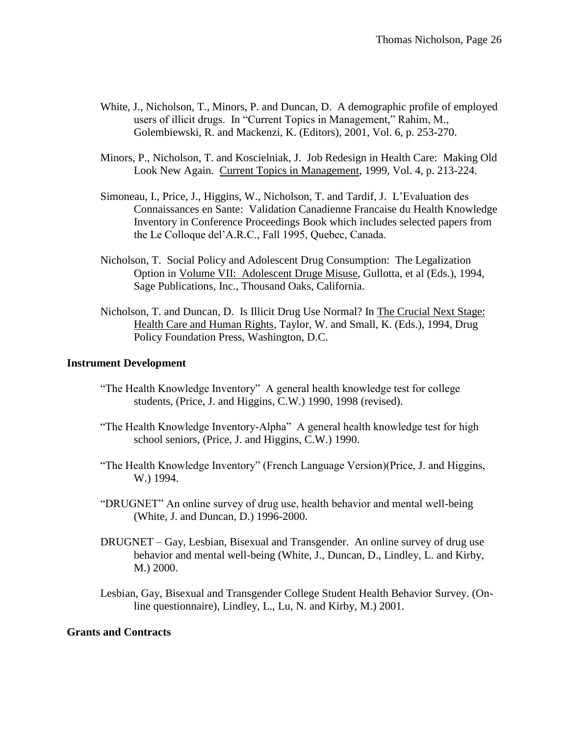White, J., Nicholson, T., Minors, P. and Duncan, D. A demographic profile of employed users of illicit drugs. In "Current Topics in Management," Rahim, M., Golembiewski, R. and Mackenzi, K. (Editors), 2001, Vol. 6, p. 253-270.

Minors, P., Nicholson, T. and Koscielniak, J. Job Redesign in Health Care: Making Old Look New Again. Current Topics in Management, 1999, Vol. 4, p. 213-224.

Simoneau, I., Price, J., Higgins, W., Nicholson, T. and Tardif, J. L'Evaluation des Connaissances en Sante: Validation Canadienne Francaise du Health Knowledge Inventory in Conference Proceedings Book which includes selected papers from the Le Colloque del'A.R.C., Fall 1995, Quebec, Canada.

Nicholson, T. Social Policy and Adolescent Drug Consumption: The Legalization Option in Volume VII: Adolescent Druge Misuse, Gullotta, et al (Eds.), 1994, Sage Publications, Inc., Thousand Oaks, California.

Nicholson, T. and Duncan, D. Is Illicit Drug Use Normal? In The Crucial Next Stage: Health Care and Human Rights, Taylor, W. and Small, K. (Eds.), 1994, Drug Policy Foundation Press, Washington, D.C.

**Instrument Development**

"The Health Knowledge Inventory" A general health knowledge test for college students, (Price, J. and Higgins, C.W.) 1990, 1998 (revised).

"The Health Knowledge Inventory-Alpha" A general health knowledge test for high school seniors, (Price, J. and Higgins, C.W.) 1990.

"The Health Knowledge Inventory" (French Language Version)(Price, J. and Higgins, W.) 1994.

"DRUGNET" An online survey of drug use, health behavior and mental well-being (White, J. and Duncan, D.) 1996-2000.

DRUGNET – Gay, Lesbian, Bisexual and Transgender. An online survey of drug use behavior and mental well-being (White, J., Duncan, D., Lindley, L. and Kirby, M.) 2000.

Lesbian, Gay, Bisexual and Transgender College Student Health Behavior Survey. (On-line questionnaire), Lindley, L., Lu, N. and Kirby, M.) 2001.

**Grants and Contracts**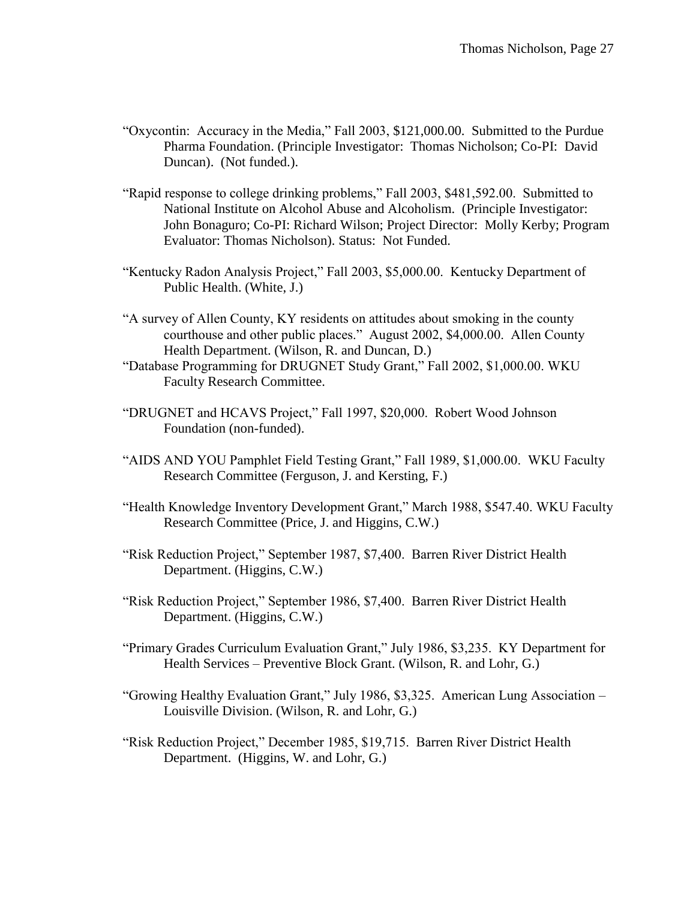"Oxycontin: Accuracy in the Media," Fall 2003, $121,000.00. Submitted to the Purdue Pharma Foundation. (Principle Investigator: Thomas Nicholson; Co-PI: David Duncan). (Not funded.).

"Rapid response to college drinking problems," Fall 2003, $481,592.00. Submitted to National Institute on Alcohol Abuse and Alcoholism. (Principle Investigator: John Bonaguro; Co-PI: Richard Wilson; Project Director: Molly Kerby; Program Evaluator: Thomas Nicholson). Status: Not Funded.

"Kentucky Radon Analysis Project," Fall 2003, $5,000.00. Kentucky Department of Public Health. (White, J.)

"A survey of Allen County, KY residents on attitudes about smoking in the county courthouse and other public places." August 2002, $4,000.00. Allen County Health Department. (Wilson, R. and Duncan, D.)

"Database Programming for DRUGNET Study Grant," Fall 2002, $1,000.00. WKU Faculty Research Committee.

"DRUGNET and HCAVS Project," Fall 1997, $20,000. Robert Wood Johnson Foundation (non-funded).

"AIDS AND YOU Pamphlet Field Testing Grant," Fall 1989, $1,000.00. WKU Faculty Research Committee (Ferguson, J. and Kersting, F.)

"Health Knowledge Inventory Development Grant," March 1988, $547.40. WKU Faculty Research Committee (Price, J. and Higgins, C.W.)

"Risk Reduction Project," September 1987, $7,400. Barren River District Health Department. (Higgins, C.W.)

"Risk Reduction Project," September 1986, $7,400. Barren River District Health Department. (Higgins, C.W.)

"Primary Grades Curriculum Evaluation Grant," July 1986, $3,235. KY Department for Health Services – Preventive Block Grant. (Wilson, R. and Lohr, G.)

"Growing Healthy Evaluation Grant," July 1986, $3,325. American Lung Association – Louisville Division. (Wilson, R. and Lohr, G.)

"Risk Reduction Project," December 1985, $19,715. Barren River District Health Department. (Higgins, W. and Lohr, G.)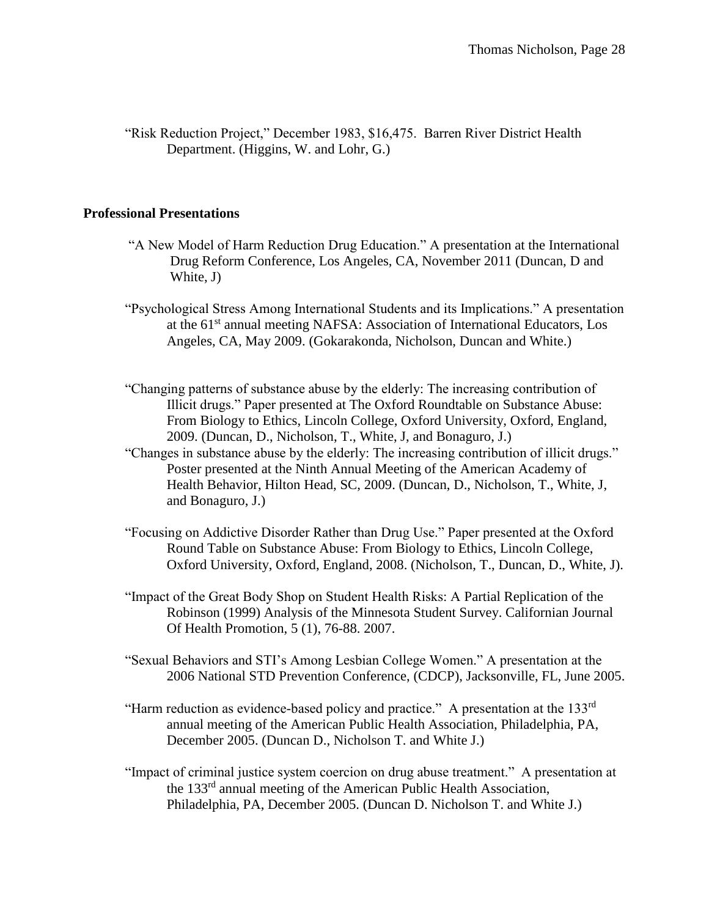"Risk Reduction Project," December 1983, $16,475. Barren River District Health Department. (Higgins, W. and Lohr, G.)

**Professional Presentations**

"A New Model of Harm Reduction Drug Education." A presentation at the International Drug Reform Conference, Los Angeles, CA, November 2011 (Duncan, D and White, J)

"Psychological Stress Among International Students and its Implications." A presentation at the 61st annual meeting NAFSA: Association of International Educators, Los Angeles, CA, May 2009. (Gokarakonda, Nicholson, Duncan and White.)

"Changing patterns of substance abuse by the elderly: The increasing contribution of Illicit drugs." Paper presented at The Oxford Roundtable on Substance Abuse: From Biology to Ethics, Lincoln College, Oxford University, Oxford, England, 2009. (Duncan, D., Nicholson, T., White, J, and Bonaguro, J.)

"Changes in substance abuse by the elderly: The increasing contribution of illicit drugs." Poster presented at the Ninth Annual Meeting of the American Academy of Health Behavior, Hilton Head, SC, 2009. (Duncan, D., Nicholson, T., White, J, and Bonaguro, J.)

"Focusing on Addictive Disorder Rather than Drug Use." Paper presented at the Oxford Round Table on Substance Abuse: From Biology to Ethics, Lincoln College, Oxford University, Oxford, England, 2008. (Nicholson, T., Duncan, D., White, J).

"Impact of the Great Body Shop on Student Health Risks: A Partial Replication of the Robinson (1999) Analysis of the Minnesota Student Survey. Californian Journal Of Health Promotion, 5 (1), 76-88. 2007.

"Sexual Behaviors and STI's Among Lesbian College Women." A presentation at the 2006 National STD Prevention Conference, (CDCP), Jacksonville, FL, June 2005.

"Harm reduction as evidence-based policy and practice." A presentation at the 133rd annual meeting of the American Public Health Association, Philadelphia, PA, December 2005. (Duncan D., Nicholson T. and White J.)

"Impact of criminal justice system coercion on drug abuse treatment." A presentation at the 133rd annual meeting of the American Public Health Association, Philadelphia, PA, December 2005. (Duncan D. Nicholson T. and White J.)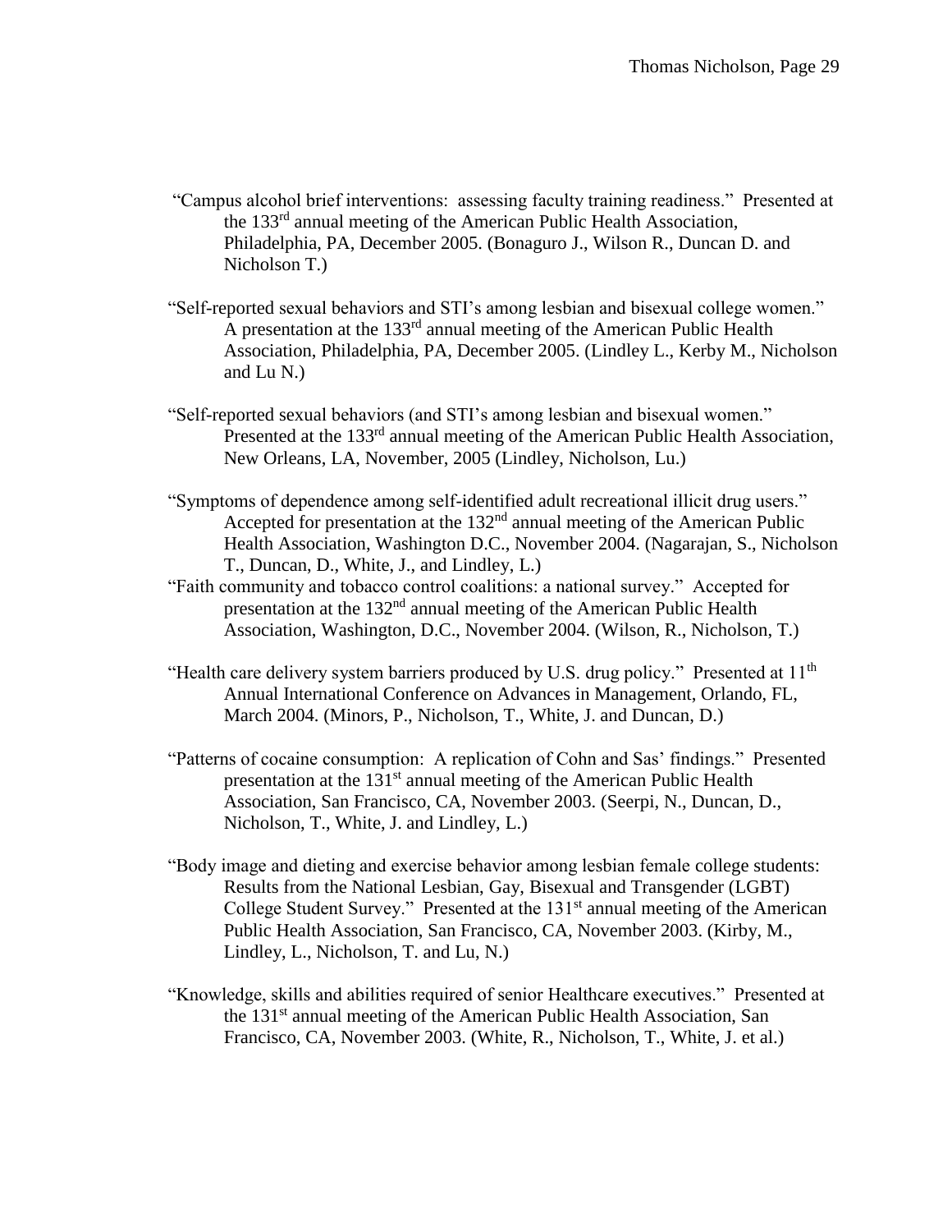"Campus alcohol brief interventions: assessing faculty training readiness." Presented at the 133rd annual meeting of the American Public Health Association, Philadelphia, PA, December 2005. (Bonaguro J., Wilson R., Duncan D. and Nicholson T.)

"Self-reported sexual behaviors and STI's among lesbian and bisexual college women." A presentation at the 133rd annual meeting of the American Public Health Association, Philadelphia, PA, December 2005. (Lindley L., Kerby M., Nicholson and Lu N.)

"Self-reported sexual behaviors (and STI's among lesbian and bisexual women." Presented at the 133rd annual meeting of the American Public Health Association, New Orleans, LA, November, 2005 (Lindley, Nicholson, Lu.)

"Symptoms of dependence among self-identified adult recreational illicit drug users." Accepted for presentation at the 132nd annual meeting of the American Public Health Association, Washington D.C., November 2004. (Nagarajan, S., Nicholson T., Duncan, D., White, J., and Lindley, L.)

"Faith community and tobacco control coalitions: a national survey." Accepted for presentation at the 132nd annual meeting of the American Public Health Association, Washington, D.C., November 2004. (Wilson, R., Nicholson, T.)

"Health care delivery system barriers produced by U.S. drug policy." Presented at 11th Annual International Conference on Advances in Management, Orlando, FL, March 2004. (Minors, P., Nicholson, T., White, J. and Duncan, D.)

"Patterns of cocaine consumption: A replication of Cohn and Sas' findings." Presented presentation at the 131st annual meeting of the American Public Health Association, San Francisco, CA, November 2003. (Seerpi, N., Duncan, D., Nicholson, T., White, J. and Lindley, L.)

"Body image and dieting and exercise behavior among lesbian female college students: Results from the National Lesbian, Gay, Bisexual and Transgender (LGBT) College Student Survey." Presented at the 131st annual meeting of the American Public Health Association, San Francisco, CA, November 2003. (Kirby, M., Lindley, L., Nicholson, T. and Lu, N.)

"Knowledge, skills and abilities required of senior Healthcare executives." Presented at the 131st annual meeting of the American Public Health Association, San Francisco, CA, November 2003. (White, R., Nicholson, T., White, J. et al.)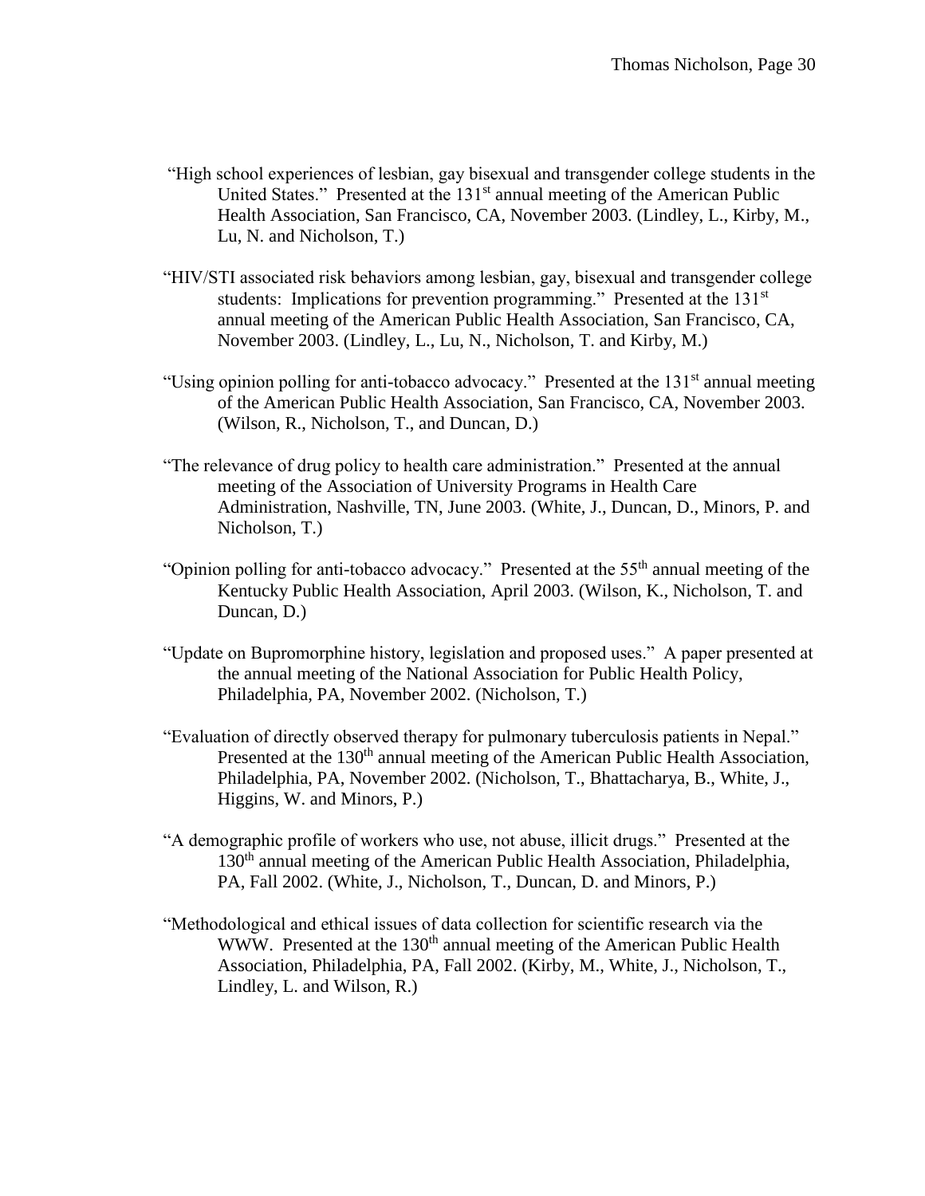"High school experiences of lesbian, gay bisexual and transgender college students in the United States." Presented at the 131st annual meeting of the American Public Health Association, San Francisco, CA, November 2003. (Lindley, L., Kirby, M., Lu, N. and Nicholson, T.)

"HIV/STI associated risk behaviors among lesbian, gay, bisexual and transgender college students: Implications for prevention programming." Presented at the 131st annual meeting of the American Public Health Association, San Francisco, CA, November 2003. (Lindley, L., Lu, N., Nicholson, T. and Kirby, M.)

"Using opinion polling for anti-tobacco advocacy." Presented at the 131st annual meeting of the American Public Health Association, San Francisco, CA, November 2003. (Wilson, R., Nicholson, T., and Duncan, D.)

"The relevance of drug policy to health care administration." Presented at the annual meeting of the Association of University Programs in Health Care Administration, Nashville, TN, June 2003. (White, J., Duncan, D., Minors, P. and Nicholson, T.)

"Opinion polling for anti-tobacco advocacy." Presented at the 55th annual meeting of the Kentucky Public Health Association, April 2003. (Wilson, K., Nicholson, T. and Duncan, D.)

"Update on Bupromorphine history, legislation and proposed uses." A paper presented at the annual meeting of the National Association for Public Health Policy, Philadelphia, PA, November 2002. (Nicholson, T.)

"Evaluation of directly observed therapy for pulmonary tuberculosis patients in Nepal." Presented at the 130th annual meeting of the American Public Health Association, Philadelphia, PA, November 2002. (Nicholson, T., Bhattacharya, B., White, J., Higgins, W. and Minors, P.)

"A demographic profile of workers who use, not abuse, illicit drugs." Presented at the 130th annual meeting of the American Public Health Association, Philadelphia, PA, Fall 2002. (White, J., Nicholson, T., Duncan, D. and Minors, P.)

"Methodological and ethical issues of data collection for scientific research via the WWW. Presented at the 130th annual meeting of the American Public Health Association, Philadelphia, PA, Fall 2002. (Kirby, M., White, J., Nicholson, T., Lindley, L. and Wilson, R.)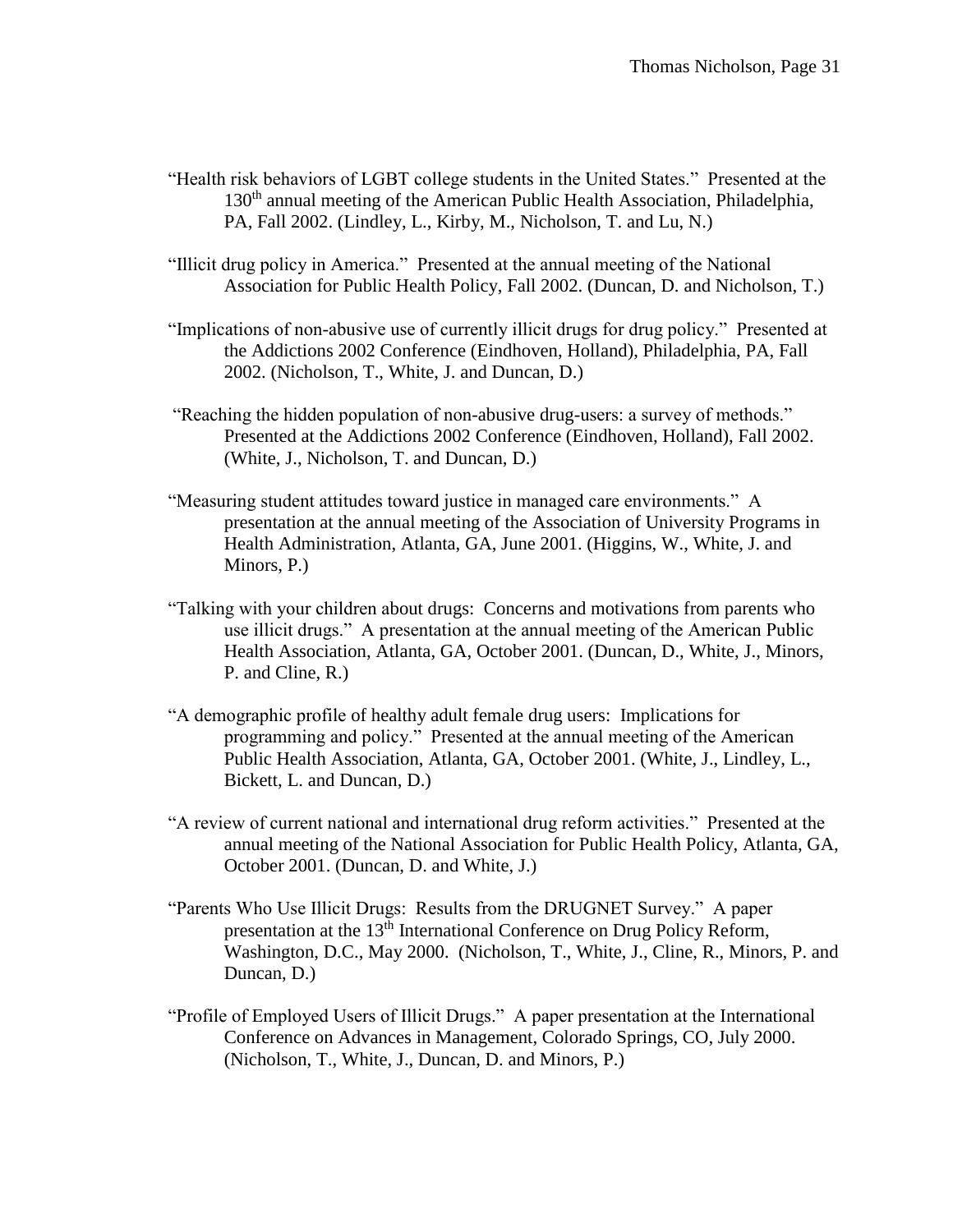"Health risk behaviors of LGBT college students in the United States." Presented at the 130th annual meeting of the American Public Health Association, Philadelphia, PA, Fall 2002. (Lindley, L., Kirby, M., Nicholson, T. and Lu, N.)

"Illicit drug policy in America." Presented at the annual meeting of the National Association for Public Health Policy, Fall 2002. (Duncan, D. and Nicholson, T.)

"Implications of non-abusive use of currently illicit drugs for drug policy." Presented at the Addictions 2002 Conference (Eindhoven, Holland), Philadelphia, PA, Fall 2002. (Nicholson, T., White, J. and Duncan, D.)

"Reaching the hidden population of non-abusive drug-users: a survey of methods." Presented at the Addictions 2002 Conference (Eindhoven, Holland), Fall 2002. (White, J., Nicholson, T. and Duncan, D.)

"Measuring student attitudes toward justice in managed care environments." A presentation at the annual meeting of the Association of University Programs in Health Administration, Atlanta, GA, June 2001. (Higgins, W., White, J. and Minors, P.)

"Talking with your children about drugs: Concerns and motivations from parents who use illicit drugs." A presentation at the annual meeting of the American Public Health Association, Atlanta, GA, October 2001. (Duncan, D., White, J., Minors, P. and Cline, R.)

"A demographic profile of healthy adult female drug users: Implications for programming and policy." Presented at the annual meeting of the American Public Health Association, Atlanta, GA, October 2001. (White, J., Lindley, L., Bickett, L. and Duncan, D.)

"A review of current national and international drug reform activities." Presented at the annual meeting of the National Association for Public Health Policy, Atlanta, GA, October 2001. (Duncan, D. and White, J.)

"Parents Who Use Illicit Drugs: Results from the DRUGNET Survey." A paper presentation at the 13th International Conference on Drug Policy Reform, Washington, D.C., May 2000. (Nicholson, T., White, J., Cline, R., Minors, P. and Duncan, D.)

"Profile of Employed Users of Illicit Drugs." A paper presentation at the International Conference on Advances in Management, Colorado Springs, CO, July 2000. (Nicholson, T., White, J., Duncan, D. and Minors, P.)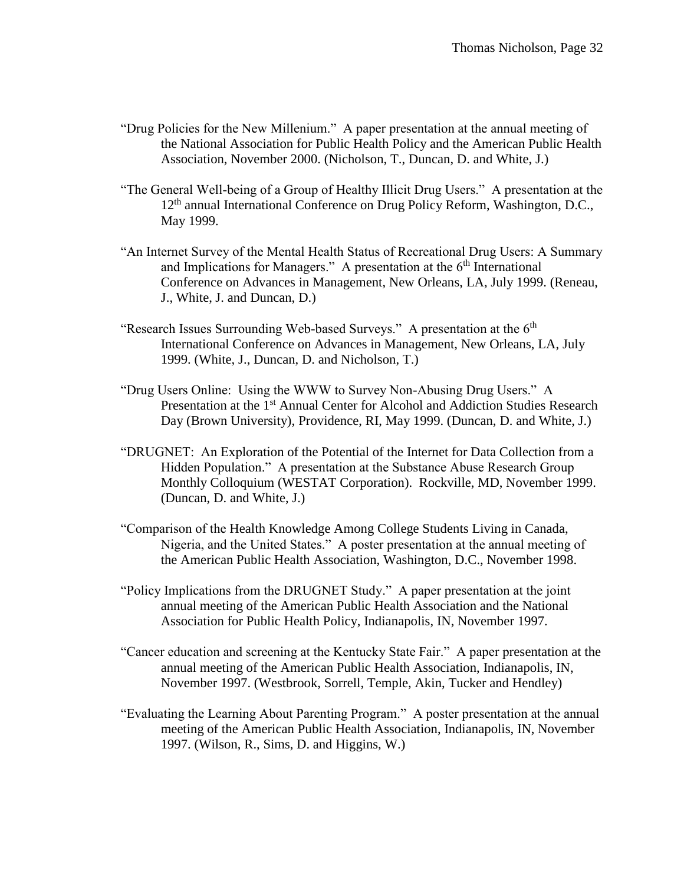"Drug Policies for the New Millenium." A paper presentation at the annual meeting of the National Association for Public Health Policy and the American Public Health Association, November 2000. (Nicholson, T., Duncan, D. and White, J.)

"The General Well-being of a Group of Healthy Illicit Drug Users." A presentation at the 12th annual International Conference on Drug Policy Reform, Washington, D.C., May 1999.

"An Internet Survey of the Mental Health Status of Recreational Drug Users: A Summary and Implications for Managers." A presentation at the 6th International Conference on Advances in Management, New Orleans, LA, July 1999. (Reneau, J., White, J. and Duncan, D.)

"Research Issues Surrounding Web-based Surveys." A presentation at the 6th International Conference on Advances in Management, New Orleans, LA, July 1999. (White, J., Duncan, D. and Nicholson, T.)

"Drug Users Online: Using the WWW to Survey Non-Abusing Drug Users." A Presentation at the 1st Annual Center for Alcohol and Addiction Studies Research Day (Brown University), Providence, RI, May 1999. (Duncan, D. and White, J.)

"DRUGNET: An Exploration of the Potential of the Internet for Data Collection from a Hidden Population." A presentation at the Substance Abuse Research Group Monthly Colloquium (WESTAT Corporation). Rockville, MD, November 1999. (Duncan, D. and White, J.)

"Comparison of the Health Knowledge Among College Students Living in Canada, Nigeria, and the United States." A poster presentation at the annual meeting of the American Public Health Association, Washington, D.C., November 1998.

"Policy Implications from the DRUGNET Study." A paper presentation at the joint annual meeting of the American Public Health Association and the National Association for Public Health Policy, Indianapolis, IN, November 1997.

"Cancer education and screening at the Kentucky State Fair." A paper presentation at the annual meeting of the American Public Health Association, Indianapolis, IN, November 1997. (Westbrook, Sorrell, Temple, Akin, Tucker and Hendley)

"Evaluating the Learning About Parenting Program." A poster presentation at the annual meeting of the American Public Health Association, Indianapolis, IN, November 1997. (Wilson, R., Sims, D. and Higgins, W.)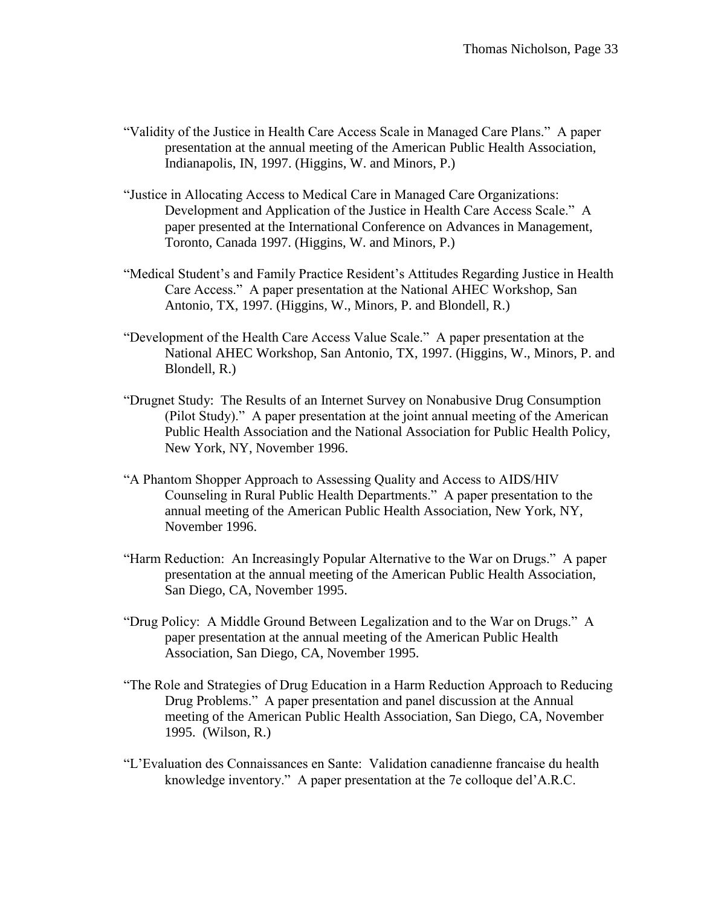"Validity of the Justice in Health Care Access Scale in Managed Care Plans." A paper presentation at the annual meeting of the American Public Health Association, Indianapolis, IN, 1997. (Higgins, W. and Minors, P.)

"Justice in Allocating Access to Medical Care in Managed Care Organizations: Development and Application of the Justice in Health Care Access Scale." A paper presented at the International Conference on Advances in Management, Toronto, Canada 1997. (Higgins, W. and Minors, P.)

"Medical Student's and Family Practice Resident's Attitudes Regarding Justice in Health Care Access." A paper presentation at the National AHEC Workshop, San Antonio, TX, 1997. (Higgins, W., Minors, P. and Blondell, R.)

"Development of the Health Care Access Value Scale." A paper presentation at the National AHEC Workshop, San Antonio, TX, 1997. (Higgins, W., Minors, P. and Blondell, R.)

"Drugnet Study: The Results of an Internet Survey on Nonabusive Drug Consumption (Pilot Study)." A paper presentation at the joint annual meeting of the American Public Health Association and the National Association for Public Health Policy, New York, NY, November 1996.

"A Phantom Shopper Approach to Assessing Quality and Access to AIDS/HIV Counseling in Rural Public Health Departments." A paper presentation to the annual meeting of the American Public Health Association, New York, NY, November 1996.

"Harm Reduction: An Increasingly Popular Alternative to the War on Drugs." A paper presentation at the annual meeting of the American Public Health Association, San Diego, CA, November 1995.

"Drug Policy: A Middle Ground Between Legalization and to the War on Drugs." A paper presentation at the annual meeting of the American Public Health Association, San Diego, CA, November 1995.

"The Role and Strategies of Drug Education in a Harm Reduction Approach to Reducing Drug Problems." A paper presentation and panel discussion at the Annual meeting of the American Public Health Association, San Diego, CA, November 1995. (Wilson, R.)

"L'Evaluation des Connaissances en Sante: Validation canadienne francaise du health knowledge inventory." A paper presentation at the 7e colloque del'A.R.C.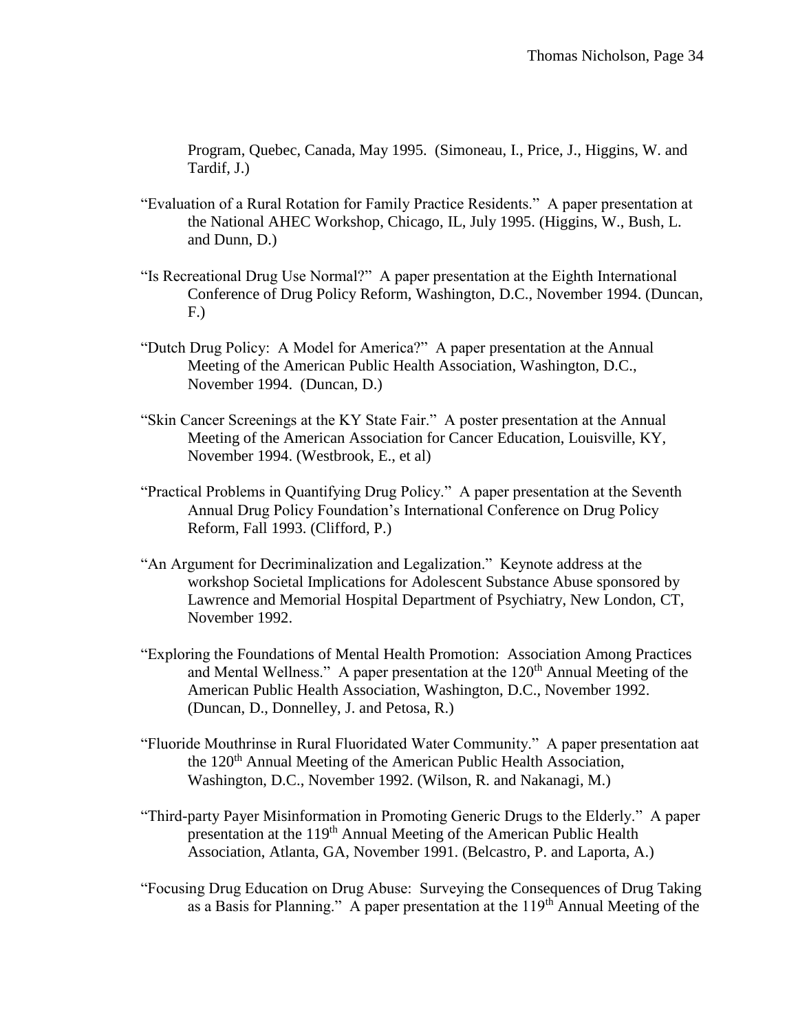Program, Quebec, Canada, May 1995. (Simoneau, I., Price, J., Higgins, W. and Tardif, J.)

"Evaluation of a Rural Rotation for Family Practice Residents." A paper presentation at the National AHEC Workshop, Chicago, IL, July 1995. (Higgins, W., Bush, L. and Dunn, D.)

"Is Recreational Drug Use Normal?" A paper presentation at the Eighth International Conference of Drug Policy Reform, Washington, D.C., November 1994. (Duncan, F.)

"Dutch Drug Policy: A Model for America?" A paper presentation at the Annual Meeting of the American Public Health Association, Washington, D.C., November 1994. (Duncan, D.)

"Skin Cancer Screenings at the KY State Fair." A poster presentation at the Annual Meeting of the American Association for Cancer Education, Louisville, KY, November 1994. (Westbrook, E., et al)

"Practical Problems in Quantifying Drug Policy." A paper presentation at the Seventh Annual Drug Policy Foundation's International Conference on Drug Policy Reform, Fall 1993. (Clifford, P.)

"An Argument for Decriminalization and Legalization." Keynote address at the workshop Societal Implications for Adolescent Substance Abuse sponsored by Lawrence and Memorial Hospital Department of Psychiatry, New London, CT, November 1992.

"Exploring the Foundations of Mental Health Promotion: Association Among Practices and Mental Wellness." A paper presentation at the 120th Annual Meeting of the American Public Health Association, Washington, D.C., November 1992. (Duncan, D., Donnelley, J. and Petosa, R.)

"Fluoride Mouthrinse in Rural Fluoridated Water Community." A paper presentation aat the 120th Annual Meeting of the American Public Health Association, Washington, D.C., November 1992. (Wilson, R. and Nakanagi, M.)

"Third-party Payer Misinformation in Promoting Generic Drugs to the Elderly." A paper presentation at the 119th Annual Meeting of the American Public Health Association, Atlanta, GA, November 1991. (Belcastro, P. and Laporta, A.)

"Focusing Drug Education on Drug Abuse: Surveying the Consequences of Drug Taking as a Basis for Planning." A paper presentation at the 119th Annual Meeting of the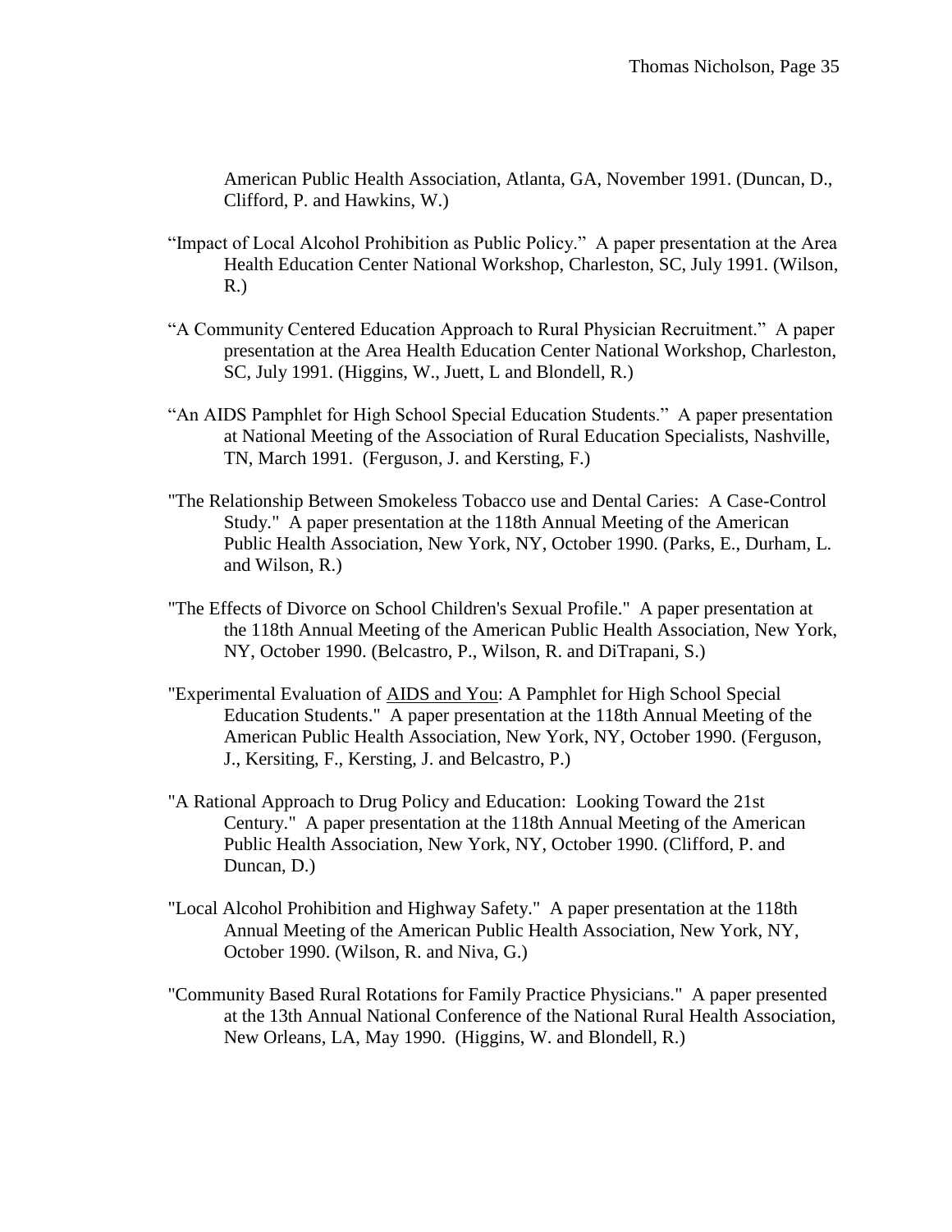American Public Health Association, Atlanta, GA, November 1991. (Duncan, D., Clifford, P. and Hawkins, W.)

“Impact of Local Alcohol Prohibition as Public Policy.” A paper presentation at the Area Health Education Center National Workshop, Charleston, SC, July 1991. (Wilson, R.)

“A Community Centered Education Approach to Rural Physician Recruitment.” A paper presentation at the Area Health Education Center National Workshop, Charleston, SC, July 1991. (Higgins, W., Juett, L and Blondell, R.)

“An AIDS Pamphlet for High School Special Education Students.” A paper presentation at National Meeting of the Association of Rural Education Specialists, Nashville, TN, March 1991. (Ferguson, J. and Kersting, F.)

"The Relationship Between Smokeless Tobacco use and Dental Caries: A Case-Control Study." A paper presentation at the 118th Annual Meeting of the American Public Health Association, New York, NY, October 1990. (Parks, E., Durham, L. and Wilson, R.)

"The Effects of Divorce on School Children's Sexual Profile." A paper presentation at the 118th Annual Meeting of the American Public Health Association, New York, NY, October 1990. (Belcastro, P., Wilson, R. and DiTrapani, S.)

"Experimental Evaluation of <u>AIDS and You</u>: A Pamphlet for High School Special Education Students." A paper presentation at the 118th Annual Meeting of the American Public Health Association, New York, NY, October 1990. (Ferguson, J., Kersiting, F., Kersting, J. and Belcastro, P.)

"A Rational Approach to Drug Policy and Education: Looking Toward the 21st Century." A paper presentation at the 118th Annual Meeting of the American Public Health Association, New York, NY, October 1990. (Clifford, P. and Duncan, D.)

"Local Alcohol Prohibition and Highway Safety." A paper presentation at the 118th Annual Meeting of the American Public Health Association, New York, NY, October 1990. (Wilson, R. and Niva, G.)

"Community Based Rural Rotations for Family Practice Physicians." A paper presented at the 13th Annual National Conference of the National Rural Health Association, New Orleans, LA, May 1990. (Higgins, W. and Blondell, R.)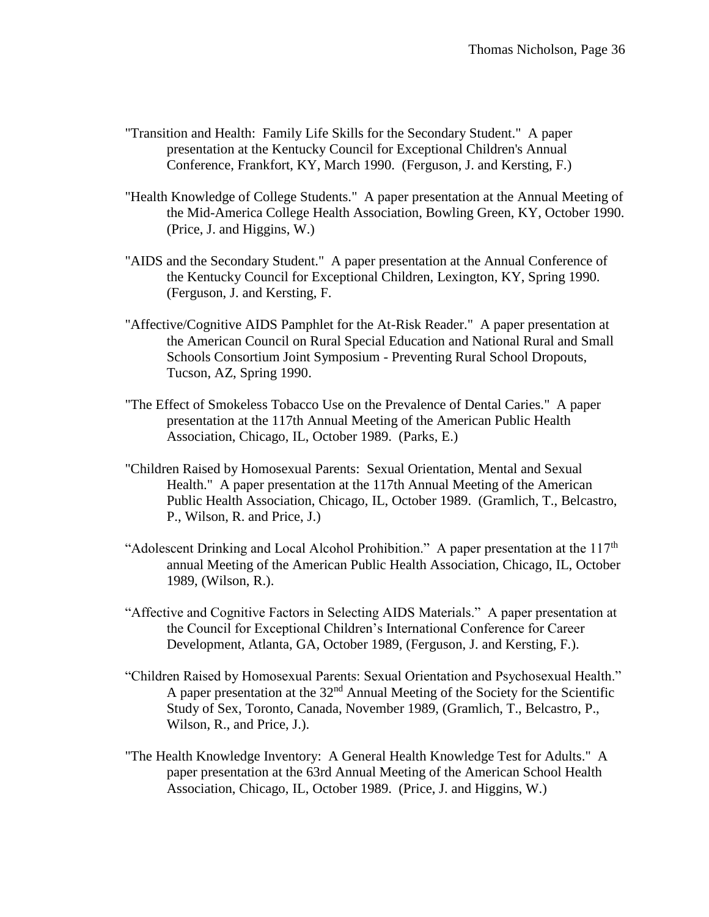"Transition and Health: Family Life Skills for the Secondary Student." A paper presentation at the Kentucky Council for Exceptional Children's Annual Conference, Frankfort, KY, March 1990. (Ferguson, J. and Kersting, F.)

"Health Knowledge of College Students." A paper presentation at the Annual Meeting of the Mid-America College Health Association, Bowling Green, KY, October 1990. (Price, J. and Higgins, W.)

"AIDS and the Secondary Student." A paper presentation at the Annual Conference of the Kentucky Council for Exceptional Children, Lexington, KY, Spring 1990. (Ferguson, J. and Kersting, F.

"Affective/Cognitive AIDS Pamphlet for the At-Risk Reader." A paper presentation at the American Council on Rural Special Education and National Rural and Small Schools Consortium Joint Symposium - Preventing Rural School Dropouts, Tucson, AZ, Spring 1990.

"The Effect of Smokeless Tobacco Use on the Prevalence of Dental Caries." A paper presentation at the 117th Annual Meeting of the American Public Health Association, Chicago, IL, October 1989. (Parks, E.)

"Children Raised by Homosexual Parents: Sexual Orientation, Mental and Sexual Health." A paper presentation at the 117th Annual Meeting of the American Public Health Association, Chicago, IL, October 1989. (Gramlich, T., Belcastro, P., Wilson, R. and Price, J.)

"Adolescent Drinking and Local Alcohol Prohibition." A paper presentation at the 117th annual Meeting of the American Public Health Association, Chicago, IL, October 1989, (Wilson, R.).

"Affective and Cognitive Factors in Selecting AIDS Materials." A paper presentation at the Council for Exceptional Children's International Conference for Career Development, Atlanta, GA, October 1989, (Ferguson, J. and Kersting, F.).

"Children Raised by Homosexual Parents: Sexual Orientation and Psychosexual Health." A paper presentation at the 32nd Annual Meeting of the Society for the Scientific Study of Sex, Toronto, Canada, November 1989, (Gramlich, T., Belcastro, P., Wilson, R., and Price, J.).

"The Health Knowledge Inventory: A General Health Knowledge Test for Adults." A paper presentation at the 63rd Annual Meeting of the American School Health Association, Chicago, IL, October 1989. (Price, J. and Higgins, W.)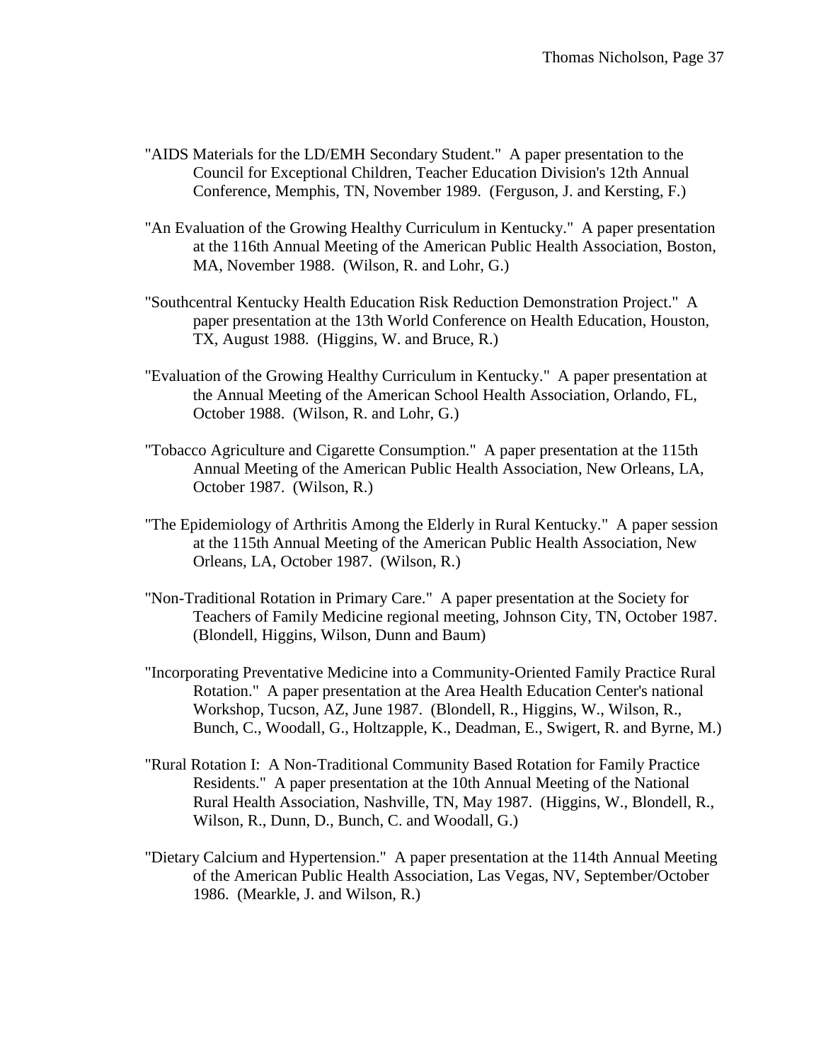"AIDS Materials for the LD/EMH Secondary Student." A paper presentation to the Council for Exceptional Children, Teacher Education Division's 12th Annual Conference, Memphis, TN, November 1989. (Ferguson, J. and Kersting, F.)

"An Evaluation of the Growing Healthy Curriculum in Kentucky." A paper presentation at the 116th Annual Meeting of the American Public Health Association, Boston, MA, November 1988. (Wilson, R. and Lohr, G.)

"Southcentral Kentucky Health Education Risk Reduction Demonstration Project." A paper presentation at the 13th World Conference on Health Education, Houston, TX, August 1988. (Higgins, W. and Bruce, R.)

"Evaluation of the Growing Healthy Curriculum in Kentucky." A paper presentation at the Annual Meeting of the American School Health Association, Orlando, FL, October 1988. (Wilson, R. and Lohr, G.)

"Tobacco Agriculture and Cigarette Consumption." A paper presentation at the 115th Annual Meeting of the American Public Health Association, New Orleans, LA, October 1987. (Wilson, R.)

"The Epidemiology of Arthritis Among the Elderly in Rural Kentucky." A paper session at the 115th Annual Meeting of the American Public Health Association, New Orleans, LA, October 1987. (Wilson, R.)

"Non-Traditional Rotation in Primary Care." A paper presentation at the Society for Teachers of Family Medicine regional meeting, Johnson City, TN, October 1987. (Blondell, Higgins, Wilson, Dunn and Baum)

"Incorporating Preventative Medicine into a Community-Oriented Family Practice Rural Rotation." A paper presentation at the Area Health Education Center's national Workshop, Tucson, AZ, June 1987. (Blondell, R., Higgins, W., Wilson, R., Bunch, C., Woodall, G., Holtzapple, K., Deadman, E., Swigert, R. and Byrne, M.)

"Rural Rotation I: A Non-Traditional Community Based Rotation for Family Practice Residents." A paper presentation at the 10th Annual Meeting of the National Rural Health Association, Nashville, TN, May 1987. (Higgins, W., Blondell, R., Wilson, R., Dunn, D., Bunch, C. and Woodall, G.)

"Dietary Calcium and Hypertension." A paper presentation at the 114th Annual Meeting of the American Public Health Association, Las Vegas, NV, September/October 1986. (Mearkle, J. and Wilson, R.)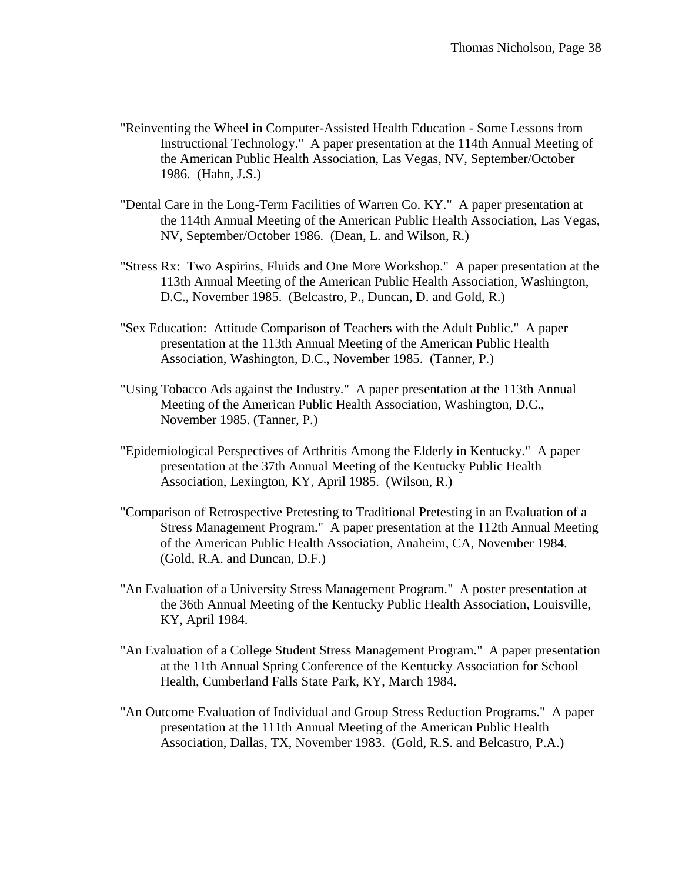"Reinventing the Wheel in Computer-Assisted Health Education - Some Lessons from Instructional Technology." A paper presentation at the 114th Annual Meeting of the American Public Health Association, Las Vegas, NV, September/October 1986. (Hahn, J.S.)

"Dental Care in the Long-Term Facilities of Warren Co. KY." A paper presentation at the 114th Annual Meeting of the American Public Health Association, Las Vegas, NV, September/October 1986. (Dean, L. and Wilson, R.)

"Stress Rx: Two Aspirins, Fluids and One More Workshop." A paper presentation at the 113th Annual Meeting of the American Public Health Association, Washington, D.C., November 1985. (Belcastro, P., Duncan, D. and Gold, R.)

"Sex Education: Attitude Comparison of Teachers with the Adult Public." A paper presentation at the 113th Annual Meeting of the American Public Health Association, Washington, D.C., November 1985. (Tanner, P.)

"Using Tobacco Ads against the Industry." A paper presentation at the 113th Annual Meeting of the American Public Health Association, Washington, D.C., November 1985. (Tanner, P.)

"Epidemiological Perspectives of Arthritis Among the Elderly in Kentucky." A paper presentation at the 37th Annual Meeting of the Kentucky Public Health Association, Lexington, KY, April 1985. (Wilson, R.)

"Comparison of Retrospective Pretesting to Traditional Pretesting in an Evaluation of a Stress Management Program." A paper presentation at the 112th Annual Meeting of the American Public Health Association, Anaheim, CA, November 1984. (Gold, R.A. and Duncan, D.F.)

"An Evaluation of a University Stress Management Program." A poster presentation at the 36th Annual Meeting of the Kentucky Public Health Association, Louisville, KY, April 1984.

"An Evaluation of a College Student Stress Management Program." A paper presentation at the 11th Annual Spring Conference of the Kentucky Association for School Health, Cumberland Falls State Park, KY, March 1984.

"An Outcome Evaluation of Individual and Group Stress Reduction Programs." A paper presentation at the 111th Annual Meeting of the American Public Health Association, Dallas, TX, November 1983. (Gold, R.S. and Belcastro, P.A.)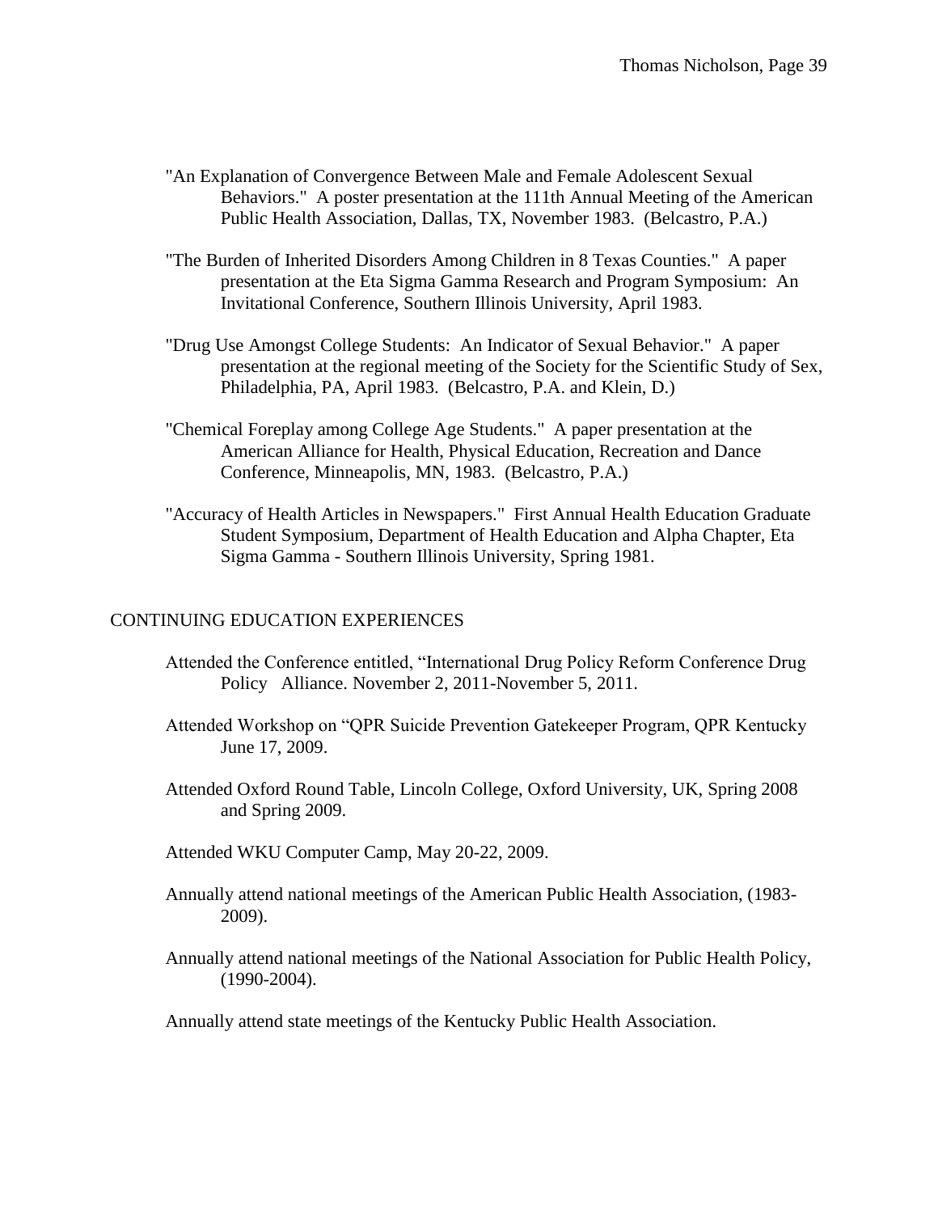"An Explanation of Convergence Between Male and Female Adolescent Sexual Behaviors." A poster presentation at the 111th Annual Meeting of the American Public Health Association, Dallas, TX, November 1983. (Belcastro, P.A.)

"The Burden of Inherited Disorders Among Children in 8 Texas Counties." A paper presentation at the Eta Sigma Gamma Research and Program Symposium: An Invitational Conference, Southern Illinois University, April 1983.

"Drug Use Amongst College Students: An Indicator of Sexual Behavior." A paper presentation at the regional meeting of the Society for the Scientific Study of Sex, Philadelphia, PA, April 1983. (Belcastro, P.A. and Klein, D.)

"Chemical Foreplay among College Age Students." A paper presentation at the American Alliance for Health, Physical Education, Recreation and Dance Conference, Minneapolis, MN, 1983. (Belcastro, P.A.)

"Accuracy of Health Articles in Newspapers." First Annual Health Education Graduate Student Symposium, Department of Health Education and Alpha Chapter, Eta Sigma Gamma - Southern Illinois University, Spring 1981.

## CONTINUING EDUCATION EXPERIENCES

Attended the Conference entitled, "International Drug Policy Reform Conference Drug Policy Alliance. November 2, 2011-November 5, 2011.

Attended Workshop on "QPR Suicide Prevention Gatekeeper Program, QPR Kentucky June 17, 2009.

Attended Oxford Round Table, Lincoln College, Oxford University, UK, Spring 2008 and Spring 2009.

Attended WKU Computer Camp, May 20-22, 2009.

Annually attend national meetings of the American Public Health Association, (1983-2009).

Annually attend national meetings of the National Association for Public Health Policy, (1990-2004).

Annually attend state meetings of the Kentucky Public Health Association.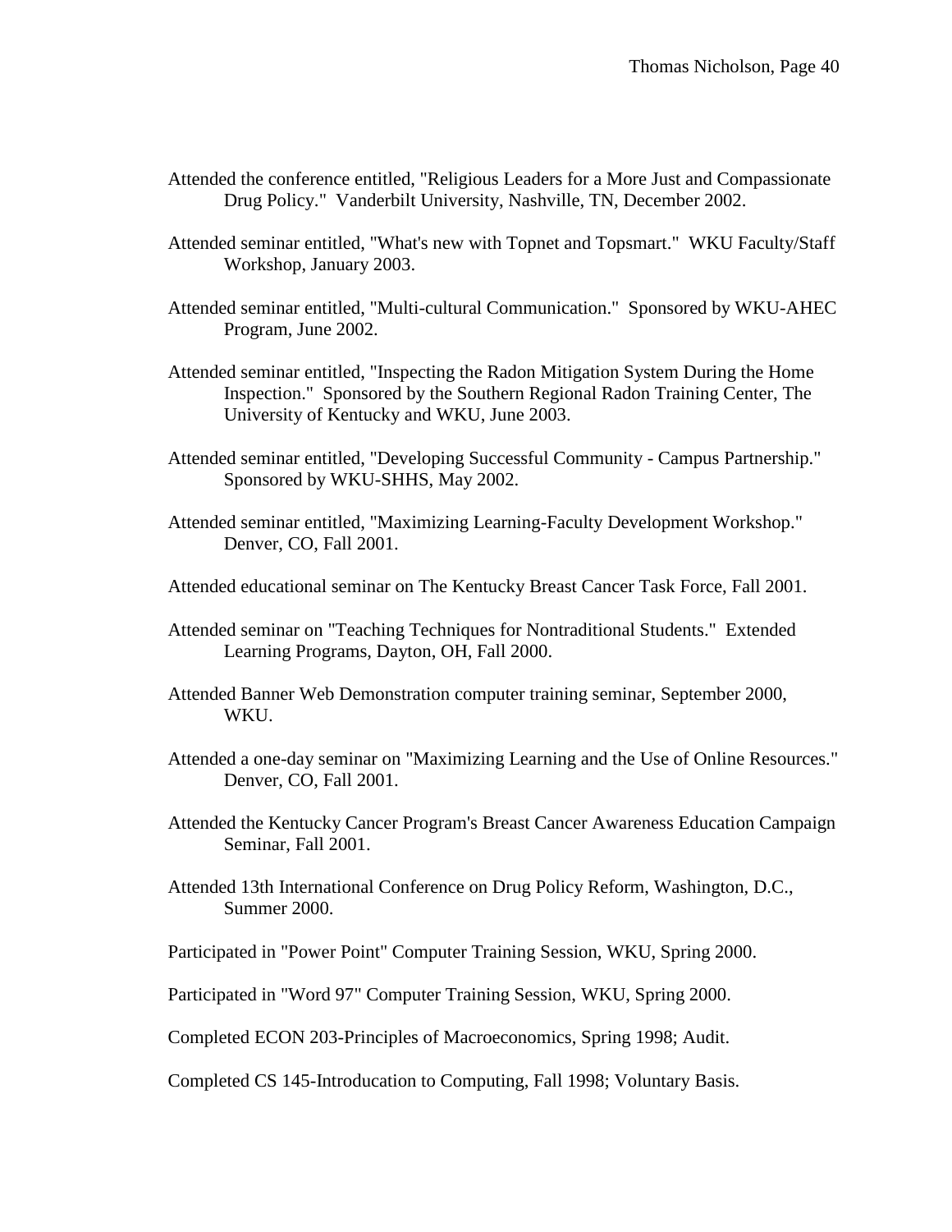Attended the conference entitled, "Religious Leaders for a More Just and Compassionate Drug Policy." Vanderbilt University, Nashville, TN, December 2002.

Attended seminar entitled, "What's new with Topnet and Topsmart." WKU Faculty/Staff Workshop, January 2003.

Attended seminar entitled, "Multi-cultural Communication." Sponsored by WKU-AHEC Program, June 2002.

Attended seminar entitled, "Inspecting the Radon Mitigation System During the Home Inspection." Sponsored by the Southern Regional Radon Training Center, The University of Kentucky and WKU, June 2003.

Attended seminar entitled, "Developing Successful Community - Campus Partnership." Sponsored by WKU-SHHS, May 2002.

Attended seminar entitled, "Maximizing Learning-Faculty Development Workshop." Denver, CO, Fall 2001.

Attended educational seminar on The Kentucky Breast Cancer Task Force, Fall 2001.

Attended seminar on "Teaching Techniques for Nontraditional Students." Extended Learning Programs, Dayton, OH, Fall 2000.

Attended Banner Web Demonstration computer training seminar, September 2000, WKU.

Attended a one-day seminar on "Maximizing Learning and the Use of Online Resources." Denver, CO, Fall 2001.

Attended the Kentucky Cancer Program's Breast Cancer Awareness Education Campaign Seminar, Fall 2001.

Attended 13th International Conference on Drug Policy Reform, Washington, D.C., Summer 2000.

Participated in "Power Point" Computer Training Session, WKU, Spring 2000.

Participated in "Word 97" Computer Training Session, WKU, Spring 2000.

Completed ECON 203-Principles of Macroeconomics, Spring 1998; Audit.

Completed CS 145-Introducation to Computing, Fall 1998; Voluntary Basis.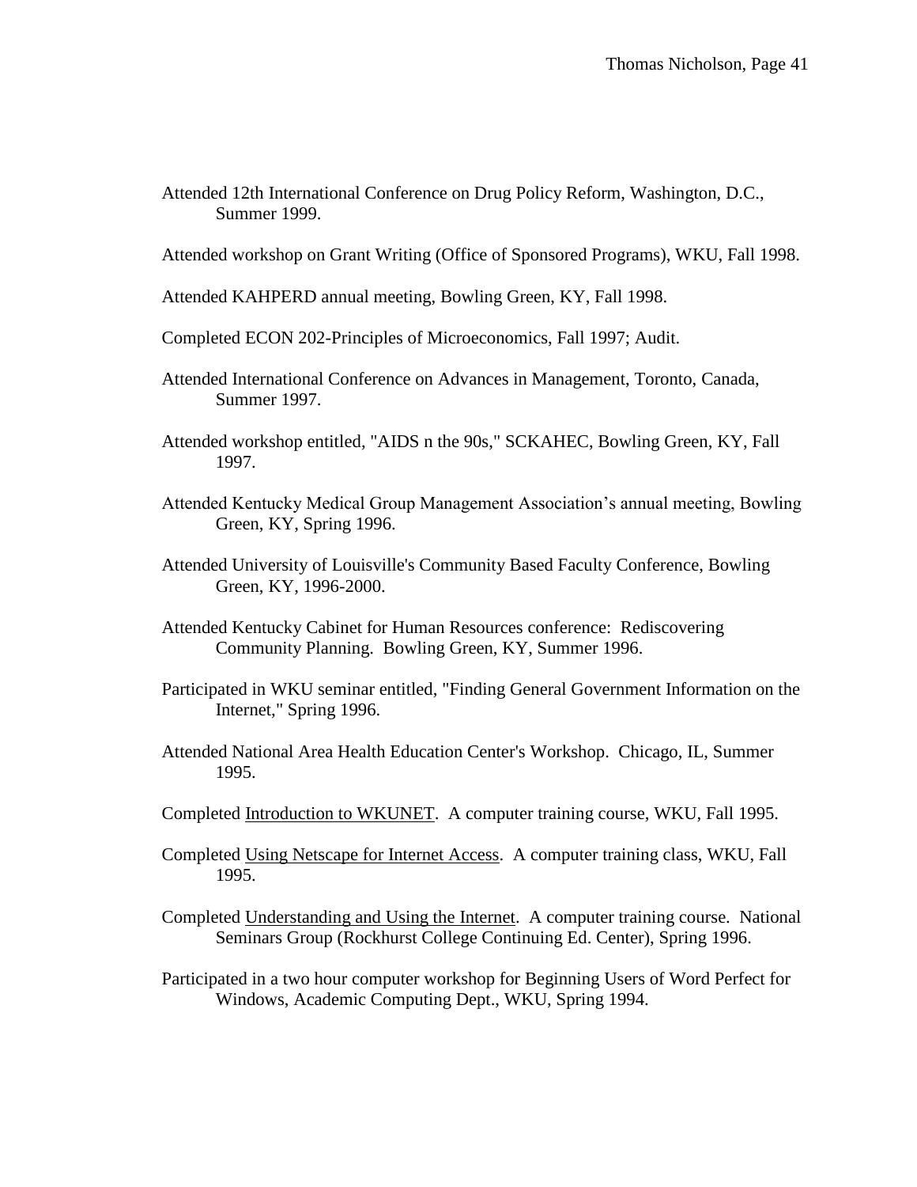Attended 12th International Conference on Drug Policy Reform, Washington, D.C., Summer 1999.

Attended workshop on Grant Writing (Office of Sponsored Programs), WKU, Fall 1998.

Attended KAHPERD annual meeting, Bowling Green, KY, Fall 1998.

Completed ECON 202-Principles of Microeconomics, Fall 1997; Audit.

Attended International Conference on Advances in Management, Toronto, Canada, Summer 1997.

Attended workshop entitled, "AIDS n the 90s," SCKAHEC, Bowling Green, KY, Fall 1997.

Attended Kentucky Medical Group Management Association's annual meeting, Bowling Green, KY, Spring 1996.

Attended University of Louisville's Community Based Faculty Conference, Bowling Green, KY, 1996-2000.

Attended Kentucky Cabinet for Human Resources conference: Rediscovering Community Planning. Bowling Green, KY, Summer 1996.

Participated in WKU seminar entitled, "Finding General Government Information on the Internet," Spring 1996.

Attended National Area Health Education Center's Workshop. Chicago, IL, Summer 1995.

Completed <u>Introduction to WKUNET</u>. A computer training course, WKU, Fall 1995.

Completed <u>Using Netscape for Internet Access</u>. A computer training class, WKU, Fall 1995.

Completed <u>Understanding and Using the Internet</u>. A computer training course. National Seminars Group (Rockhurst College Continuing Ed. Center), Spring 1996.

Participated in a two hour computer workshop for Beginning Users of Word Perfect for Windows, Academic Computing Dept., WKU, Spring 1994.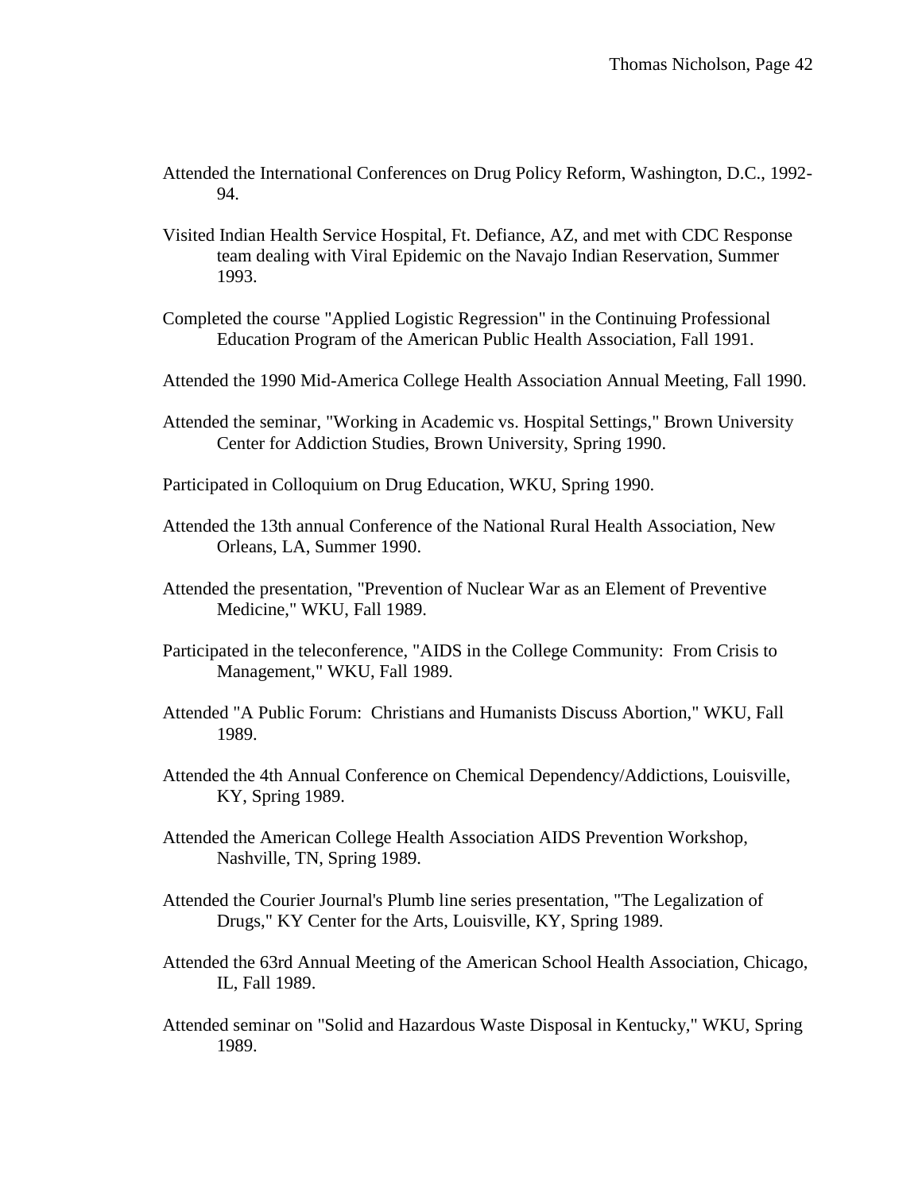Attended the International Conferences on Drug Policy Reform, Washington, D.C., 1992-94.

Visited Indian Health Service Hospital, Ft. Defiance, AZ, and met with CDC Response team dealing with Viral Epidemic on the Navajo Indian Reservation, Summer 1993.

Completed the course "Applied Logistic Regression" in the Continuing Professional Education Program of the American Public Health Association, Fall 1991.

Attended the 1990 Mid-America College Health Association Annual Meeting, Fall 1990.

Attended the seminar, "Working in Academic vs. Hospital Settings," Brown University Center for Addiction Studies, Brown University, Spring 1990.

Participated in Colloquium on Drug Education, WKU, Spring 1990.

Attended the 13th annual Conference of the National Rural Health Association, New Orleans, LA, Summer 1990.

Attended the presentation, "Prevention of Nuclear War as an Element of Preventive Medicine," WKU, Fall 1989.

Participated in the teleconference, "AIDS in the College Community: From Crisis to Management," WKU, Fall 1989.

Attended "A Public Forum: Christians and Humanists Discuss Abortion," WKU, Fall 1989.

Attended the 4th Annual Conference on Chemical Dependency/Addictions, Louisville, KY, Spring 1989.

Attended the American College Health Association AIDS Prevention Workshop, Nashville, TN, Spring 1989.

Attended the Courier Journal's Plumb line series presentation, "The Legalization of Drugs," KY Center for the Arts, Louisville, KY, Spring 1989.

Attended the 63rd Annual Meeting of the American School Health Association, Chicago, IL, Fall 1989.

Attended seminar on "Solid and Hazardous Waste Disposal in Kentucky," WKU, Spring 1989.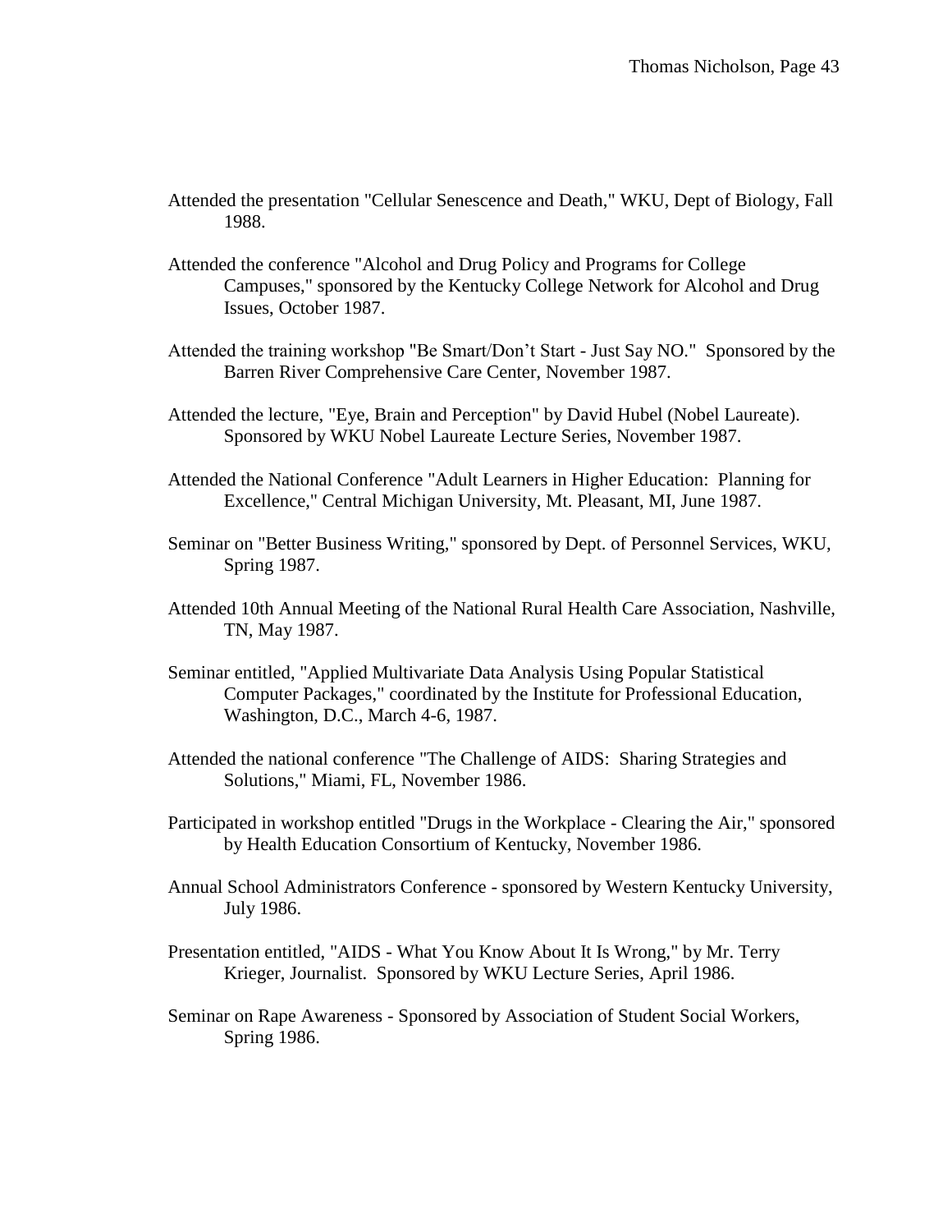Attended the presentation "Cellular Senescence and Death," WKU, Dept of Biology, Fall 1988.

Attended the conference "Alcohol and Drug Policy and Programs for College Campuses," sponsored by the Kentucky College Network for Alcohol and Drug Issues, October 1987.

Attended the training workshop "Be Smart/Don't Start - Just Say NO." Sponsored by the Barren River Comprehensive Care Center, November 1987.

Attended the lecture, "Eye, Brain and Perception" by David Hubel (Nobel Laureate). Sponsored by WKU Nobel Laureate Lecture Series, November 1987.

Attended the National Conference "Adult Learners in Higher Education: Planning for Excellence," Central Michigan University, Mt. Pleasant, MI, June 1987.

Seminar on "Better Business Writing," sponsored by Dept. of Personnel Services, WKU, Spring 1987.

Attended 10th Annual Meeting of the National Rural Health Care Association, Nashville, TN, May 1987.

Seminar entitled, "Applied Multivariate Data Analysis Using Popular Statistical Computer Packages," coordinated by the Institute for Professional Education, Washington, D.C., March 4-6, 1987.

Attended the national conference "The Challenge of AIDS: Sharing Strategies and Solutions," Miami, FL, November 1986.

Participated in workshop entitled "Drugs in the Workplace - Clearing the Air," sponsored by Health Education Consortium of Kentucky, November 1986.

Annual School Administrators Conference - sponsored by Western Kentucky University, July 1986.

Presentation entitled, "AIDS - What You Know About It Is Wrong," by Mr. Terry Krieger, Journalist. Sponsored by WKU Lecture Series, April 1986.

Seminar on Rape Awareness - Sponsored by Association of Student Social Workers, Spring 1986.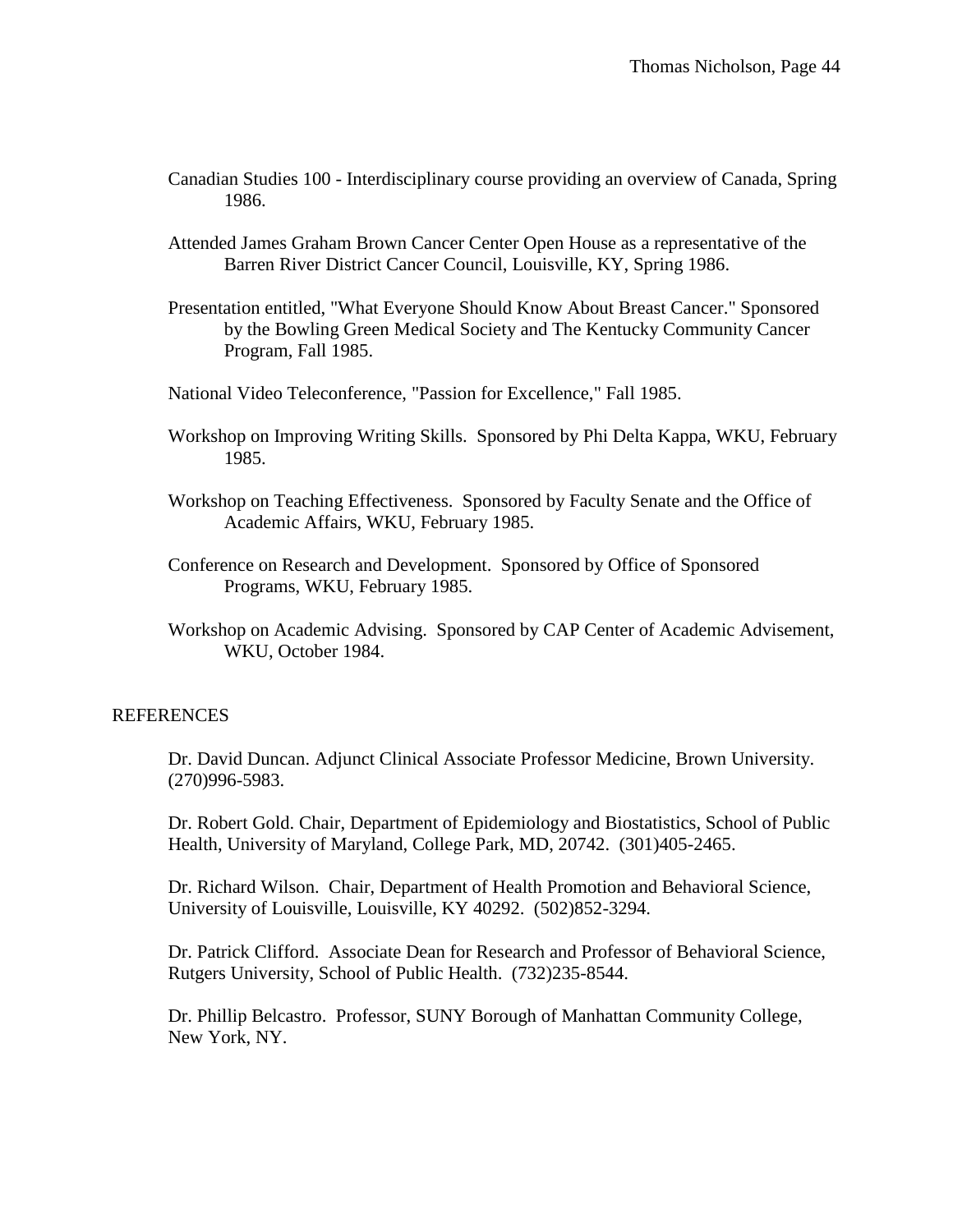Canadian Studies 100 - Interdisciplinary course providing an overview of Canada, Spring 1986.

Attended James Graham Brown Cancer Center Open House as a representative of the Barren River District Cancer Council, Louisville, KY, Spring 1986.

Presentation entitled, "What Everyone Should Know About Breast Cancer." Sponsored by the Bowling Green Medical Society and The Kentucky Community Cancer Program, Fall 1985.

National Video Teleconference, "Passion for Excellence," Fall 1985.

Workshop on Improving Writing Skills. Sponsored by Phi Delta Kappa, WKU, February 1985.

Workshop on Teaching Effectiveness. Sponsored by Faculty Senate and the Office of Academic Affairs, WKU, February 1985.

Conference on Research and Development. Sponsored by Office of Sponsored Programs, WKU, February 1985.

Workshop on Academic Advising. Sponsored by CAP Center of Academic Advisement, WKU, October 1984.

## REFERENCES

Dr. David Duncan. Adjunct Clinical Associate Professor Medicine, Brown University. (270)996-5983.

Dr. Robert Gold. Chair, Department of Epidemiology and Biostatistics, School of Public Health, University of Maryland, College Park, MD, 20742. (301)405-2465.

Dr. Richard Wilson. Chair, Department of Health Promotion and Behavioral Science, University of Louisville, Louisville, KY 40292. (502)852-3294.

Dr. Patrick Clifford. Associate Dean for Research and Professor of Behavioral Science, Rutgers University, School of Public Health. (732)235-8544.

Dr. Phillip Belcastro. Professor, SUNY Borough of Manhattan Community College, New York, NY.